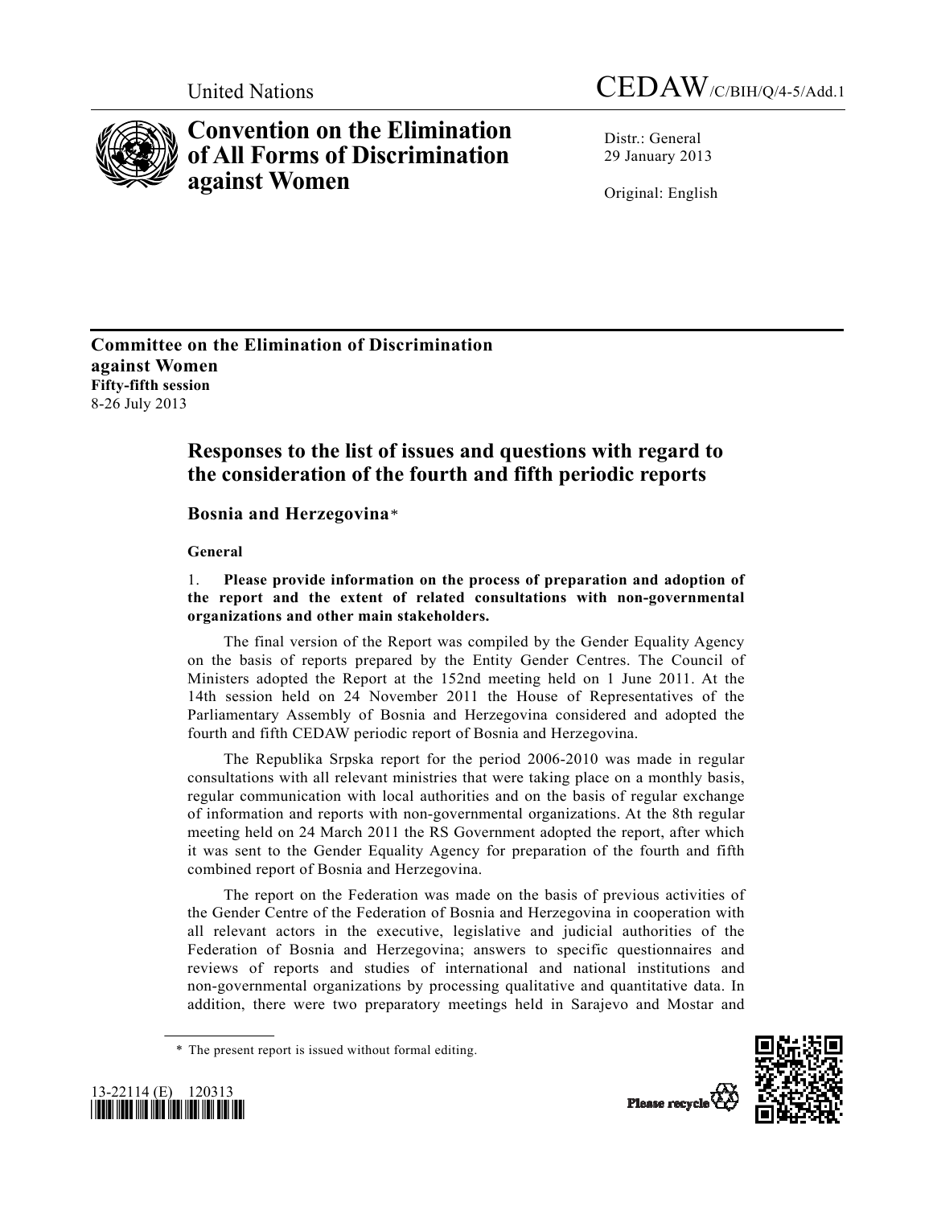United Nations CEDAW/C/BIH/Q/4-5/Add.1

# Convention on the Elimination of All Forms of Discrimination against Women

Distr.: General
29 January 2013

Original: English

**Committee on the Elimination of Discrimination against Women**
**Fifty-fifth session**
8-26 July 2013

## Responses to the list of issues and questions with regard to the consideration of the fourth and fifth periodic reports

### Bosnia and Herzegovina*

#### General

1. **Please provide information on the process of preparation and adoption of the report and the extent of related consultations with non-governmental organizations and other main stakeholders.**

The final version of the Report was compiled by the Gender Equality Agency on the basis of reports prepared by the Entity Gender Centres. The Council of Ministers adopted the Report at the 152nd meeting held on 1 June 2011. At the 14th session held on 24 November 2011 the House of Representatives of the Parliamentary Assembly of Bosnia and Herzegovina considered and adopted the fourth and fifth CEDAW periodic report of Bosnia and Herzegovina.

The Republika Srpska report for the period 2006-2010 was made in regular consultations with all relevant ministries that were taking place on a monthly basis, regular communication with local authorities and on the basis of regular exchange of information and reports with non-governmental organizations. At the 8th regular meeting held on 24 March 2011 the RS Government adopted the report, after which it was sent to the Gender Equality Agency for preparation of the fourth and fifth combined report of Bosnia and Herzegovina.

The report on the Federation was made on the basis of previous activities of the Gender Centre of the Federation of Bosnia and Herzegovina in cooperation with all relevant actors in the executive, legislative and judicial authorities of the Federation of Bosnia and Herzegovina; answers to specific questionnaires and reviews of reports and studies of international and national institutions and non-governmental organizations by processing qualitative and quantitative data. In addition, there were two preparatory meetings held in Sarajevo and Mostar and

* The present report is issued without formal editing.

13-22114 (E) 120313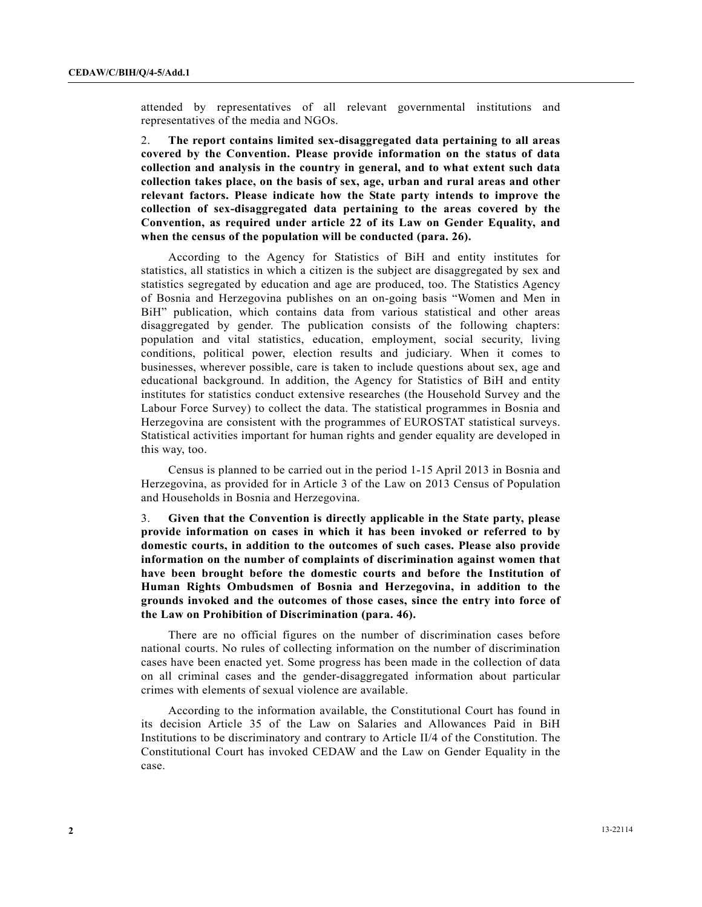attended by representatives of all relevant governmental institutions and representatives of the media and NGOs.

2. **The report contains limited sex-disaggregated data pertaining to all areas covered by the Convention. Please provide information on the status of data collection and analysis in the country in general, and to what extent such data collection takes place, on the basis of sex, age, urban and rural areas and other relevant factors. Please indicate how the State party intends to improve the collection of sex-disaggregated data pertaining to the areas covered by the Convention, as required under article 22 of its Law on Gender Equality, and when the census of the population will be conducted (para. 26).**

According to the Agency for Statistics of BiH and entity institutes for statistics, all statistics in which a citizen is the subject are disaggregated by sex and statistics segregated by education and age are produced, too. The Statistics Agency of Bosnia and Herzegovina publishes on an on-going basis "Women and Men in BiH" publication, which contains data from various statistical and other areas disaggregated by gender. The publication consists of the following chapters: population and vital statistics, education, employment, social security, living conditions, political power, election results and judiciary. When it comes to businesses, wherever possible, care is taken to include questions about sex, age and educational background. In addition, the Agency for Statistics of BiH and entity institutes for statistics conduct extensive researches (the Household Survey and the Labour Force Survey) to collect the data. The statistical programmes in Bosnia and Herzegovina are consistent with the programmes of EUROSTAT statistical surveys. Statistical activities important for human rights and gender equality are developed in this way, too.

Census is planned to be carried out in the period 1-15 April 2013 in Bosnia and Herzegovina, as provided for in Article 3 of the Law on 2013 Census of Population and Households in Bosnia and Herzegovina.

3. **Given that the Convention is directly applicable in the State party, please provide information on cases in which it has been invoked or referred to by domestic courts, in addition to the outcomes of such cases. Please also provide information on the number of complaints of discrimination against women that have been brought before the domestic courts and before the Institution of Human Rights Ombudsmen of Bosnia and Herzegovina, in addition to the grounds invoked and the outcomes of those cases, since the entry into force of the Law on Prohibition of Discrimination (para. 46).**

There are no official figures on the number of discrimination cases before national courts. No rules of collecting information on the number of discrimination cases have been enacted yet. Some progress has been made in the collection of data on all criminal cases and the gender-disaggregated information about particular crimes with elements of sexual violence are available.

According to the information available, the Constitutional Court has found in its decision Article 35 of the Law on Salaries and Allowances Paid in BiH Institutions to be discriminatory and contrary to Article II/4 of the Constitution. The Constitutional Court has invoked CEDAW and the Law on Gender Equality in the case.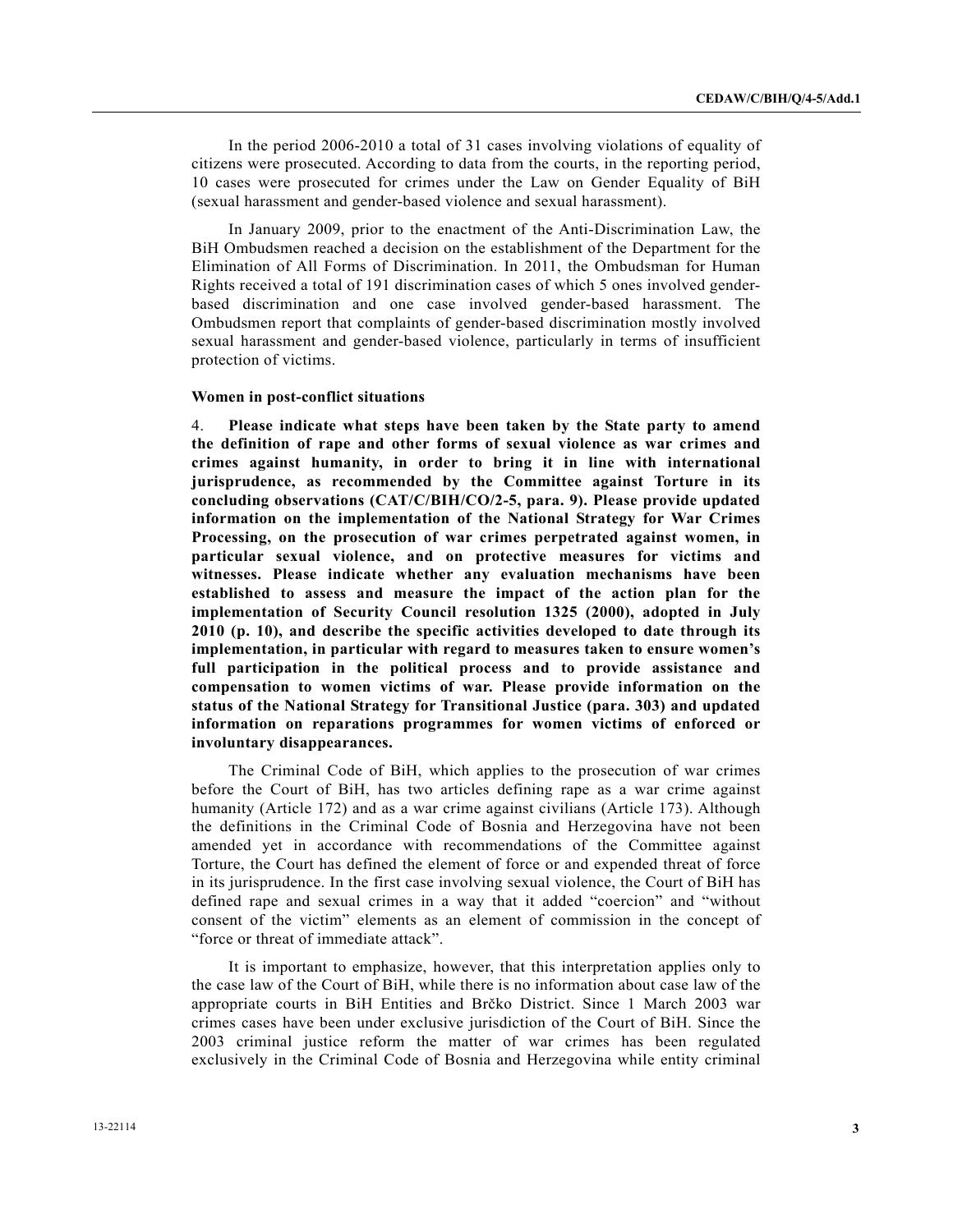In the period 2006-2010 a total of 31 cases involving violations of equality of citizens were prosecuted. According to data from the courts, in the reporting period, 10 cases were prosecuted for crimes under the Law on Gender Equality of BiH (sexual harassment and gender-based violence and sexual harassment).

In January 2009, prior to the enactment of the Anti-Discrimination Law, the BiH Ombudsmen reached a decision on the establishment of the Department for the Elimination of All Forms of Discrimination. In 2011, the Ombudsman for Human Rights received a total of 191 discrimination cases of which 5 ones involved gender-based discrimination and one case involved gender-based harassment. The Ombudsmen report that complaints of gender-based discrimination mostly involved sexual harassment and gender-based violence, particularly in terms of insufficient protection of victims.

**Women in post-conflict situations**

4. **Please indicate what steps have been taken by the State party to amend the definition of rape and other forms of sexual violence as war crimes and crimes against humanity, in order to bring it in line with international jurisprudence, as recommended by the Committee against Torture in its concluding observations (CAT/C/BIH/CO/2-5, para. 9). Please provide updated information on the implementation of the National Strategy for War Crimes Processing, on the prosecution of war crimes perpetrated against women, in particular sexual violence, and on protective measures for victims and witnesses. Please indicate whether any evaluation mechanisms have been established to assess and measure the impact of the action plan for the implementation of Security Council resolution 1325 (2000), adopted in July 2010 (p. 10), and describe the specific activities developed to date through its implementation, in particular with regard to measures taken to ensure women's full participation in the political process and to provide assistance and compensation to women victims of war. Please provide information on the status of the National Strategy for Transitional Justice (para. 303) and updated information on reparations programmes for women victims of enforced or involuntary disappearances.**

The Criminal Code of BiH, which applies to the prosecution of war crimes before the Court of BiH, has two articles defining rape as a war crime against humanity (Article 172) and as a war crime against civilians (Article 173). Although the definitions in the Criminal Code of Bosnia and Herzegovina have not been amended yet in accordance with recommendations of the Committee against Torture, the Court has defined the element of force or and expended threat of force in its jurisprudence. In the first case involving sexual violence, the Court of BiH has defined rape and sexual crimes in a way that it added "coercion" and "without consent of the victim" elements as an element of commission in the concept of "force or threat of immediate attack".

It is important to emphasize, however, that this interpretation applies only to the case law of the Court of BiH, while there is no information about case law of the appropriate courts in BiH Entities and Brčko District. Since 1 March 2003 war crimes cases have been under exclusive jurisdiction of the Court of BiH. Since the 2003 criminal justice reform the matter of war crimes has been regulated exclusively in the Criminal Code of Bosnia and Herzegovina while entity criminal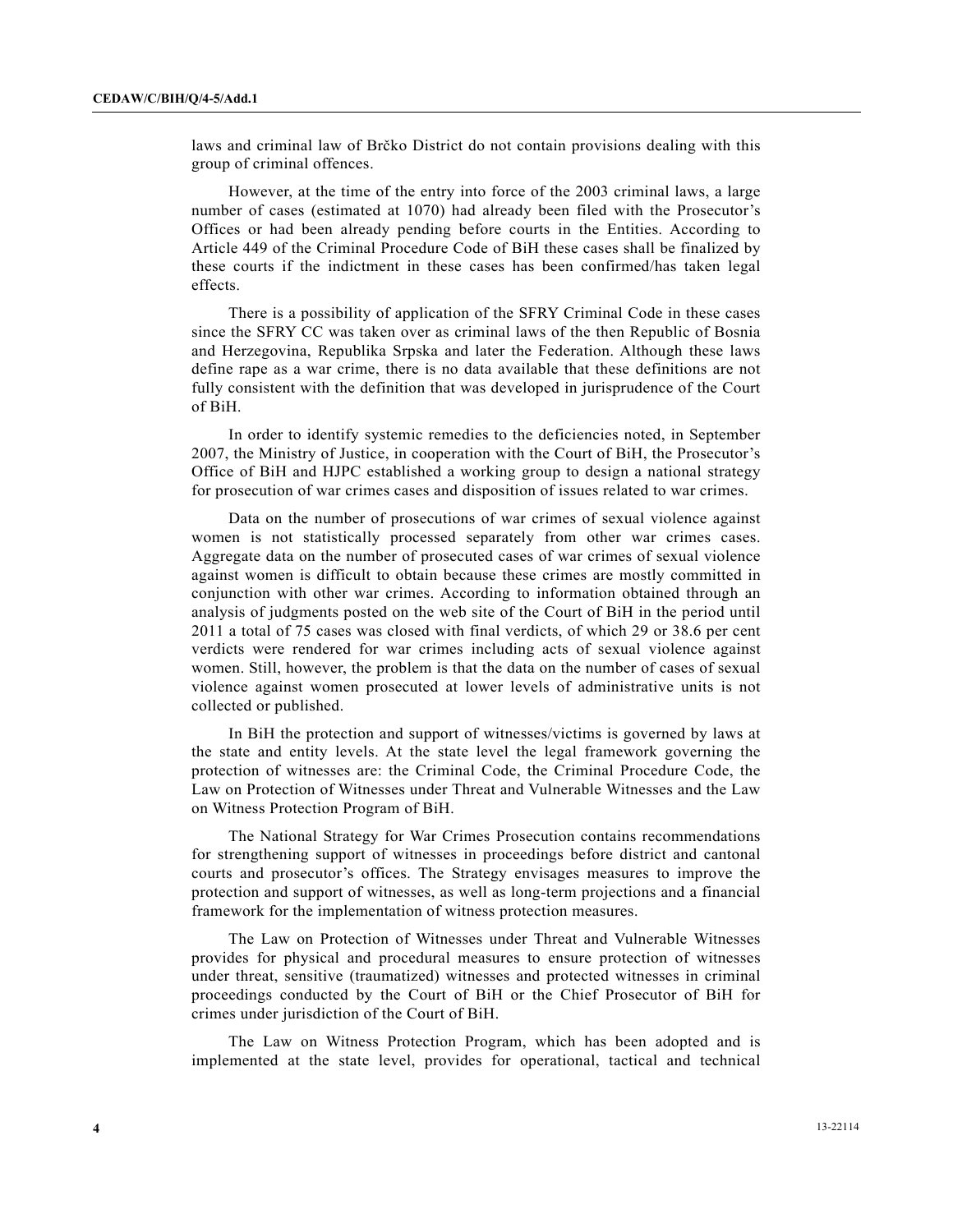laws and criminal law of Brčko District do not contain provisions dealing with this group of criminal offences.

However, at the time of the entry into force of the 2003 criminal laws, a large number of cases (estimated at 1070) had already been filed with the Prosecutor's Offices or had been already pending before courts in the Entities. According to Article 449 of the Criminal Procedure Code of BiH these cases shall be finalized by these courts if the indictment in these cases has been confirmed/has taken legal effects.

There is a possibility of application of the SFRY Criminal Code in these cases since the SFRY CC was taken over as criminal laws of the then Republic of Bosnia and Herzegovina, Republika Srpska and later the Federation. Although these laws define rape as a war crime, there is no data available that these definitions are not fully consistent with the definition that was developed in jurisprudence of the Court of BiH.

In order to identify systemic remedies to the deficiencies noted, in September 2007, the Ministry of Justice, in cooperation with the Court of BiH, the Prosecutor's Office of BiH and HJPC established a working group to design a national strategy for prosecution of war crimes cases and disposition of issues related to war crimes.

Data on the number of prosecutions of war crimes of sexual violence against women is not statistically processed separately from other war crimes cases. Aggregate data on the number of prosecuted cases of war crimes of sexual violence against women is difficult to obtain because these crimes are mostly committed in conjunction with other war crimes. According to information obtained through an analysis of judgments posted on the web site of the Court of BiH in the period until 2011 a total of 75 cases was closed with final verdicts, of which 29 or 38.6 per cent verdicts were rendered for war crimes including acts of sexual violence against women. Still, however, the problem is that the data on the number of cases of sexual violence against women prosecuted at lower levels of administrative units is not collected or published.

In BiH the protection and support of witnesses/victims is governed by laws at the state and entity levels. At the state level the legal framework governing the protection of witnesses are: the Criminal Code, the Criminal Procedure Code, the Law on Protection of Witnesses under Threat and Vulnerable Witnesses and the Law on Witness Protection Program of BiH.

The National Strategy for War Crimes Prosecution contains recommendations for strengthening support of witnesses in proceedings before district and cantonal courts and prosecutor's offices. The Strategy envisages measures to improve the protection and support of witnesses, as well as long-term projections and a financial framework for the implementation of witness protection measures.

The Law on Protection of Witnesses under Threat and Vulnerable Witnesses provides for physical and procedural measures to ensure protection of witnesses under threat, sensitive (traumatized) witnesses and protected witnesses in criminal proceedings conducted by the Court of BiH or the Chief Prosecutor of BiH for crimes under jurisdiction of the Court of BiH.

The Law on Witness Protection Program, which has been adopted and is implemented at the state level, provides for operational, tactical and technical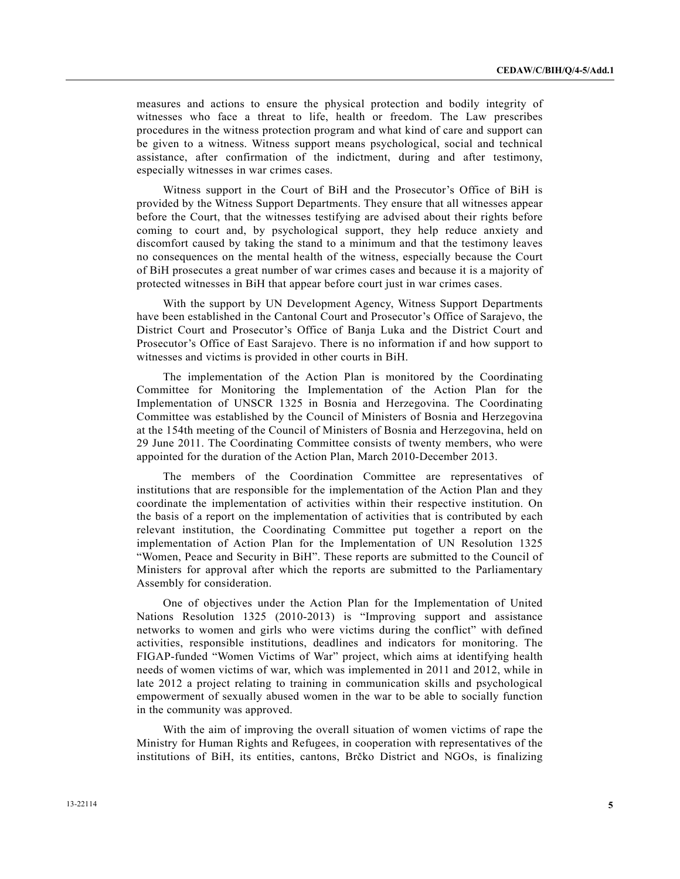measures and actions to ensure the physical protection and bodily integrity of witnesses who face a threat to life, health or freedom. The Law prescribes procedures in the witness protection program and what kind of care and support can be given to a witness. Witness support means psychological, social and technical assistance, after confirmation of the indictment, during and after testimony, especially witnesses in war crimes cases.

Witness support in the Court of BiH and the Prosecutor's Office of BiH is provided by the Witness Support Departments. They ensure that all witnesses appear before the Court, that the witnesses testifying are advised about their rights before coming to court and, by psychological support, they help reduce anxiety and discomfort caused by taking the stand to a minimum and that the testimony leaves no consequences on the mental health of the witness, especially because the Court of BiH prosecutes a great number of war crimes cases and because it is a majority of protected witnesses in BiH that appear before court just in war crimes cases.

With the support by UN Development Agency, Witness Support Departments have been established in the Cantonal Court and Prosecutor's Office of Sarajevo, the District Court and Prosecutor's Office of Banja Luka and the District Court and Prosecutor's Office of East Sarajevo. There is no information if and how support to witnesses and victims is provided in other courts in BiH.

The implementation of the Action Plan is monitored by the Coordinating Committee for Monitoring the Implementation of the Action Plan for the Implementation of UNSCR 1325 in Bosnia and Herzegovina. The Coordinating Committee was established by the Council of Ministers of Bosnia and Herzegovina at the 154th meeting of the Council of Ministers of Bosnia and Herzegovina, held on 29 June 2011. The Coordinating Committee consists of twenty members, who were appointed for the duration of the Action Plan, March 2010-December 2013.

The members of the Coordination Committee are representatives of institutions that are responsible for the implementation of the Action Plan and they coordinate the implementation of activities within their respective institution. On the basis of a report on the implementation of activities that is contributed by each relevant institution, the Coordinating Committee put together a report on the implementation of Action Plan for the Implementation of UN Resolution 1325 "Women, Peace and Security in BiH". These reports are submitted to the Council of Ministers for approval after which the reports are submitted to the Parliamentary Assembly for consideration.

One of objectives under the Action Plan for the Implementation of United Nations Resolution 1325 (2010-2013) is "Improving support and assistance networks to women and girls who were victims during the conflict" with defined activities, responsible institutions, deadlines and indicators for monitoring. The FIGAP-funded "Women Victims of War" project, which aims at identifying health needs of women victims of war, which was implemented in 2011 and 2012, while in late 2012 a project relating to training in communication skills and psychological empowerment of sexually abused women in the war to be able to socially function in the community was approved.

With the aim of improving the overall situation of women victims of rape the Ministry for Human Rights and Refugees, in cooperation with representatives of the institutions of BiH, its entities, cantons, Brčko District and NGOs, is finalizing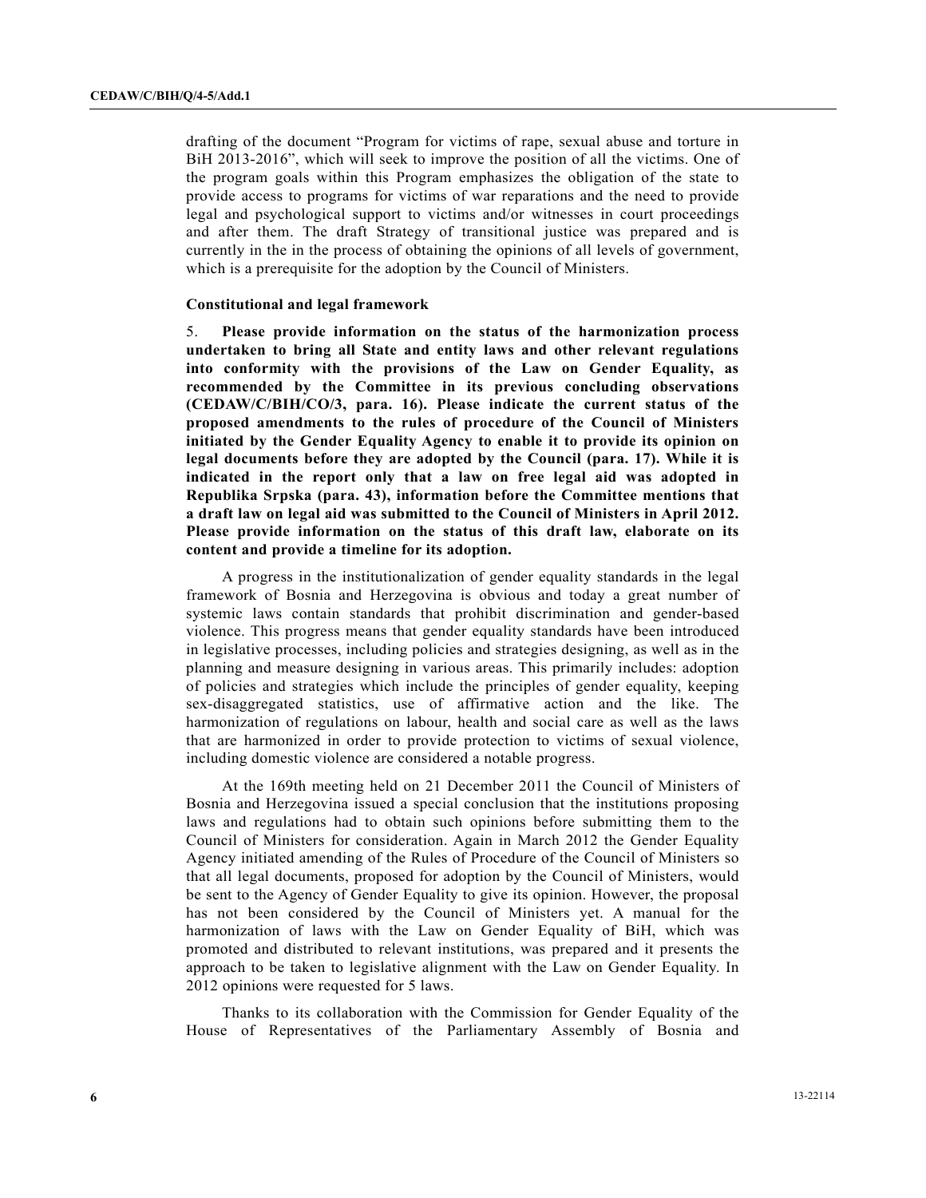drafting of the document "Program for victims of rape, sexual abuse and torture in BiH 2013-2016", which will seek to improve the position of all the victims. One of the program goals within this Program emphasizes the obligation of the state to provide access to programs for victims of war reparations and the need to provide legal and psychological support to victims and/or witnesses in court proceedings and after them. The draft Strategy of transitional justice was prepared and is currently in the in the process of obtaining the opinions of all levels of government, which is a prerequisite for the adoption by the Council of Ministers.

**Constitutional and legal framework**

5. **Please provide information on the status of the harmonization process undertaken to bring all State and entity laws and other relevant regulations into conformity with the provisions of the Law on Gender Equality, as recommended by the Committee in its previous concluding observations (CEDAW/C/BIH/CO/3, para. 16). Please indicate the current status of the proposed amendments to the rules of procedure of the Council of Ministers initiated by the Gender Equality Agency to enable it to provide its opinion on legal documents before they are adopted by the Council (para. 17). While it is indicated in the report only that a law on free legal aid was adopted in Republika Srpska (para. 43), information before the Committee mentions that a draft law on legal aid was submitted to the Council of Ministers in April 2012. Please provide information on the status of this draft law, elaborate on its content and provide a timeline for its adoption.**

A progress in the institutionalization of gender equality standards in the legal framework of Bosnia and Herzegovina is obvious and today a great number of systemic laws contain standards that prohibit discrimination and gender-based violence. This progress means that gender equality standards have been introduced in legislative processes, including policies and strategies designing, as well as in the planning and measure designing in various areas. This primarily includes: adoption of policies and strategies which include the principles of gender equality, keeping sex-disaggregated statistics, use of affirmative action and the like. The harmonization of regulations on labour, health and social care as well as the laws that are harmonized in order to provide protection to victims of sexual violence, including domestic violence are considered a notable progress.

At the 169th meeting held on 21 December 2011 the Council of Ministers of Bosnia and Herzegovina issued a special conclusion that the institutions proposing laws and regulations had to obtain such opinions before submitting them to the Council of Ministers for consideration. Again in March 2012 the Gender Equality Agency initiated amending of the Rules of Procedure of the Council of Ministers so that all legal documents, proposed for adoption by the Council of Ministers, would be sent to the Agency of Gender Equality to give its opinion. However, the proposal has not been considered by the Council of Ministers yet. A manual for the harmonization of laws with the Law on Gender Equality of BiH, which was promoted and distributed to relevant institutions, was prepared and it presents the approach to be taken to legislative alignment with the Law on Gender Equality. In 2012 opinions were requested for 5 laws.

Thanks to its collaboration with the Commission for Gender Equality of the House of Representatives of the Parliamentary Assembly of Bosnia and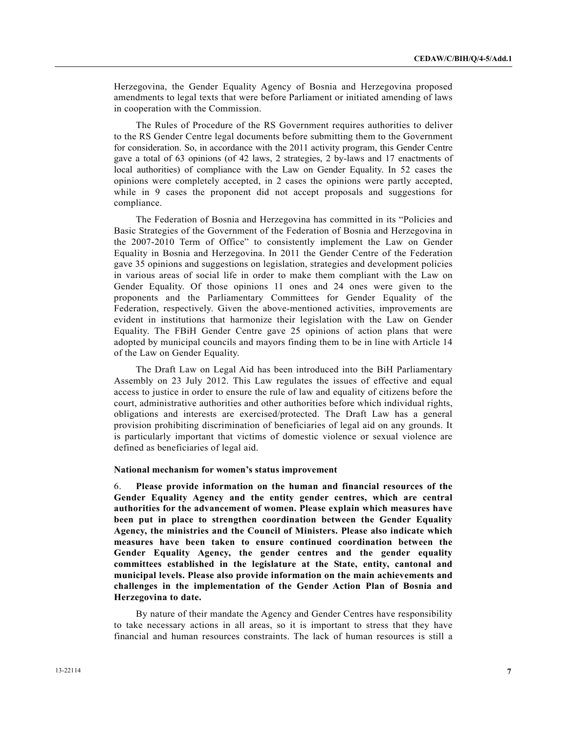Herzegovina, the Gender Equality Agency of Bosnia and Herzegovina proposed amendments to legal texts that were before Parliament or initiated amending of laws in cooperation with the Commission.

The Rules of Procedure of the RS Government requires authorities to deliver to the RS Gender Centre legal documents before submitting them to the Government for consideration. So, in accordance with the 2011 activity program, this Gender Centre gave a total of 63 opinions (of 42 laws, 2 strategies, 2 by-laws and 17 enactments of local authorities) of compliance with the Law on Gender Equality. In 52 cases the opinions were completely accepted, in 2 cases the opinions were partly accepted, while in 9 cases the proponent did not accept proposals and suggestions for compliance.

The Federation of Bosnia and Herzegovina has committed in its "Policies and Basic Strategies of the Government of the Federation of Bosnia and Herzegovina in the 2007-2010 Term of Office" to consistently implement the Law on Gender Equality in Bosnia and Herzegovina. In 2011 the Gender Centre of the Federation gave 35 opinions and suggestions on legislation, strategies and development policies in various areas of social life in order to make them compliant with the Law on Gender Equality. Of those opinions 11 ones and 24 ones were given to the proponents and the Parliamentary Committees for Gender Equality of the Federation, respectively. Given the above-mentioned activities, improvements are evident in institutions that harmonize their legislation with the Law on Gender Equality. The FBiH Gender Centre gave 25 opinions of action plans that were adopted by municipal councils and mayors finding them to be in line with Article 14 of the Law on Gender Equality.

The Draft Law on Legal Aid has been introduced into the BiH Parliamentary Assembly on 23 July 2012. This Law regulates the issues of effective and equal access to justice in order to ensure the rule of law and equality of citizens before the court, administrative authorities and other authorities before which individual rights, obligations and interests are exercised/protected. The Draft Law has a general provision prohibiting discrimination of beneficiaries of legal aid on any grounds. It is particularly important that victims of domestic violence or sexual violence are defined as beneficiaries of legal aid.

**National mechanism for women's status improvement**

6. **Please provide information on the human and financial resources of the Gender Equality Agency and the entity gender centres, which are central authorities for the advancement of women. Please explain which measures have been put in place to strengthen coordination between the Gender Equality Agency, the ministries and the Council of Ministers. Please also indicate which measures have been taken to ensure continued coordination between the Gender Equality Agency, the gender centres and the gender equality committees established in the legislature at the State, entity, cantonal and municipal levels. Please also provide information on the main achievements and challenges in the implementation of the Gender Action Plan of Bosnia and Herzegovina to date.**

By nature of their mandate the Agency and Gender Centres have responsibility to take necessary actions in all areas, so it is important to stress that they have financial and human resources constraints. The lack of human resources is still a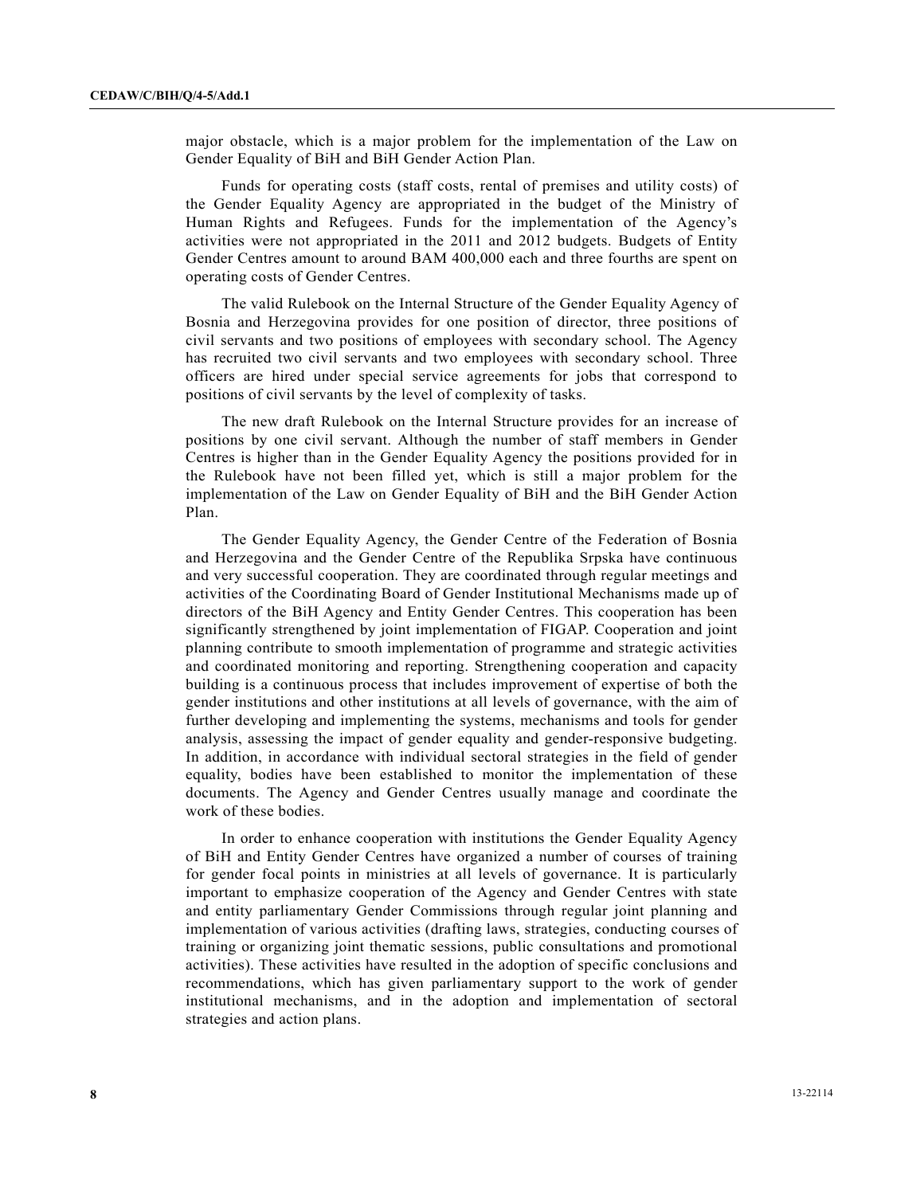major obstacle, which is a major problem for the implementation of the Law on Gender Equality of BiH and BiH Gender Action Plan.

Funds for operating costs (staff costs, rental of premises and utility costs) of the Gender Equality Agency are appropriated in the budget of the Ministry of Human Rights and Refugees. Funds for the implementation of the Agency's activities were not appropriated in the 2011 and 2012 budgets. Budgets of Entity Gender Centres amount to around BAM 400,000 each and three fourths are spent on operating costs of Gender Centres.

The valid Rulebook on the Internal Structure of the Gender Equality Agency of Bosnia and Herzegovina provides for one position of director, three positions of civil servants and two positions of employees with secondary school. The Agency has recruited two civil servants and two employees with secondary school. Three officers are hired under special service agreements for jobs that correspond to positions of civil servants by the level of complexity of tasks.

The new draft Rulebook on the Internal Structure provides for an increase of positions by one civil servant. Although the number of staff members in Gender Centres is higher than in the Gender Equality Agency the positions provided for in the Rulebook have not been filled yet, which is still a major problem for the implementation of the Law on Gender Equality of BiH and the BiH Gender Action Plan.

The Gender Equality Agency, the Gender Centre of the Federation of Bosnia and Herzegovina and the Gender Centre of the Republika Srpska have continuous and very successful cooperation. They are coordinated through regular meetings and activities of the Coordinating Board of Gender Institutional Mechanisms made up of directors of the BiH Agency and Entity Gender Centres. This cooperation has been significantly strengthened by joint implementation of FIGAP. Cooperation and joint planning contribute to smooth implementation of programme and strategic activities and coordinated monitoring and reporting. Strengthening cooperation and capacity building is a continuous process that includes improvement of expertise of both the gender institutions and other institutions at all levels of governance, with the aim of further developing and implementing the systems, mechanisms and tools for gender analysis, assessing the impact of gender equality and gender-responsive budgeting. In addition, in accordance with individual sectoral strategies in the field of gender equality, bodies have been established to monitor the implementation of these documents. The Agency and Gender Centres usually manage and coordinate the work of these bodies.

In order to enhance cooperation with institutions the Gender Equality Agency of BiH and Entity Gender Centres have organized a number of courses of training for gender focal points in ministries at all levels of governance. It is particularly important to emphasize cooperation of the Agency and Gender Centres with state and entity parliamentary Gender Commissions through regular joint planning and implementation of various activities (drafting laws, strategies, conducting courses of training or organizing joint thematic sessions, public consultations and promotional activities). These activities have resulted in the adoption of specific conclusions and recommendations, which has given parliamentary support to the work of gender institutional mechanisms, and in the adoption and implementation of sectoral strategies and action plans.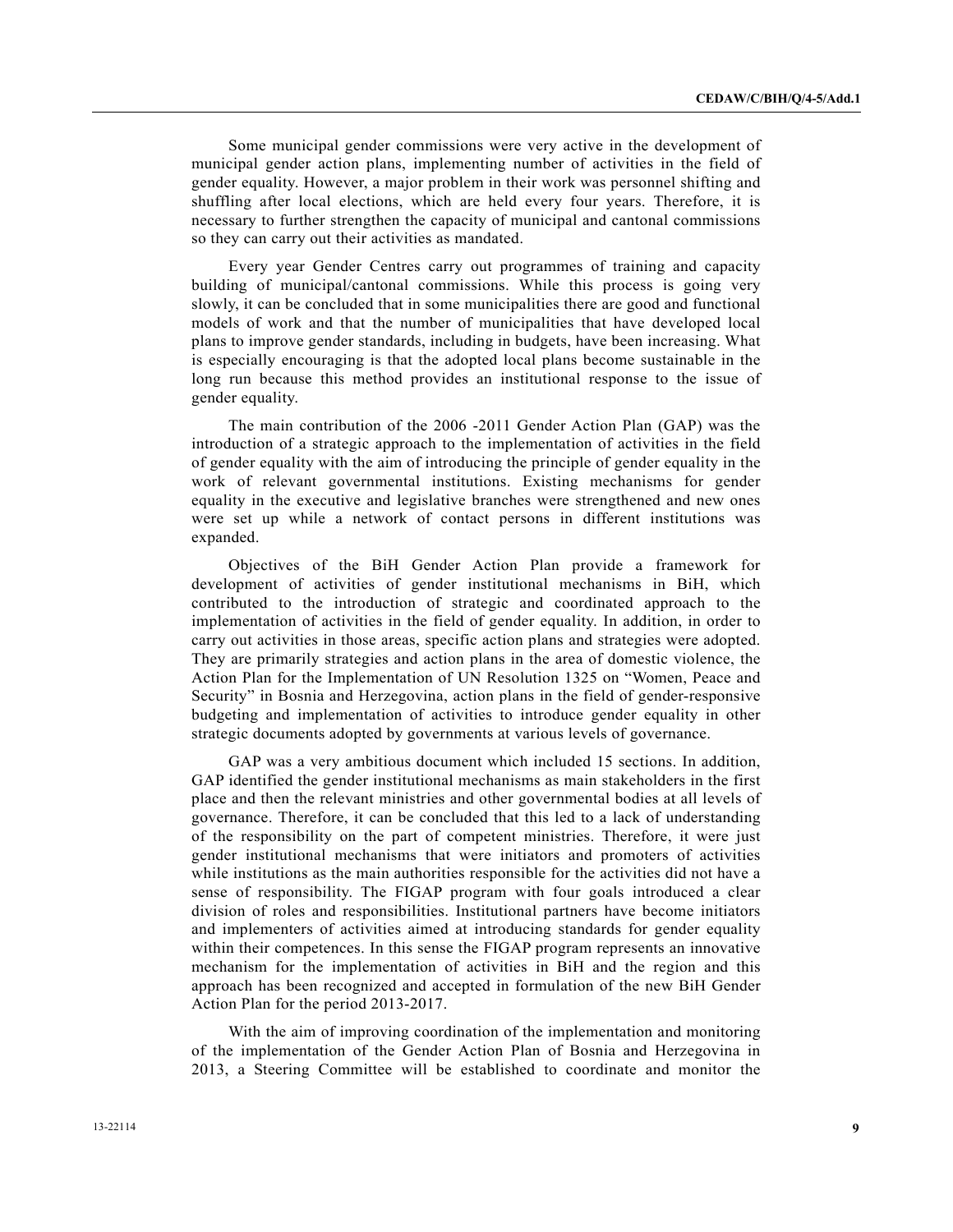Some municipal gender commissions were very active in the development of municipal gender action plans, implementing number of activities in the field of gender equality. However, a major problem in their work was personnel shifting and shuffling after local elections, which are held every four years. Therefore, it is necessary to further strengthen the capacity of municipal and cantonal commissions so they can carry out their activities as mandated.

Every year Gender Centres carry out programmes of training and capacity building of municipal/cantonal commissions. While this process is going very slowly, it can be concluded that in some municipalities there are good and functional models of work and that the number of municipalities that have developed local plans to improve gender standards, including in budgets, have been increasing. What is especially encouraging is that the adopted local plans become sustainable in the long run because this method provides an institutional response to the issue of gender equality.

The main contribution of the 2006 -2011 Gender Action Plan (GAP) was the introduction of a strategic approach to the implementation of activities in the field of gender equality with the aim of introducing the principle of gender equality in the work of relevant governmental institutions. Existing mechanisms for gender equality in the executive and legislative branches were strengthened and new ones were set up while a network of contact persons in different institutions was expanded.

Objectives of the BiH Gender Action Plan provide a framework for development of activities of gender institutional mechanisms in BiH, which contributed to the introduction of strategic and coordinated approach to the implementation of activities in the field of gender equality. In addition, in order to carry out activities in those areas, specific action plans and strategies were adopted. They are primarily strategies and action plans in the area of domestic violence, the Action Plan for the Implementation of UN Resolution 1325 on "Women, Peace and Security" in Bosnia and Herzegovina, action plans in the field of gender-responsive budgeting and implementation of activities to introduce gender equality in other strategic documents adopted by governments at various levels of governance.

GAP was a very ambitious document which included 15 sections. In addition, GAP identified the gender institutional mechanisms as main stakeholders in the first place and then the relevant ministries and other governmental bodies at all levels of governance. Therefore, it can be concluded that this led to a lack of understanding of the responsibility on the part of competent ministries. Therefore, it were just gender institutional mechanisms that were initiators and promoters of activities while institutions as the main authorities responsible for the activities did not have a sense of responsibility. The FIGAP program with four goals introduced a clear division of roles and responsibilities. Institutional partners have become initiators and implementers of activities aimed at introducing standards for gender equality within their competences. In this sense the FIGAP program represents an innovative mechanism for the implementation of activities in BiH and the region and this approach has been recognized and accepted in formulation of the new BiH Gender Action Plan for the period 2013-2017.

With the aim of improving coordination of the implementation and monitoring of the implementation of the Gender Action Plan of Bosnia and Herzegovina in 2013, a Steering Committee will be established to coordinate and monitor the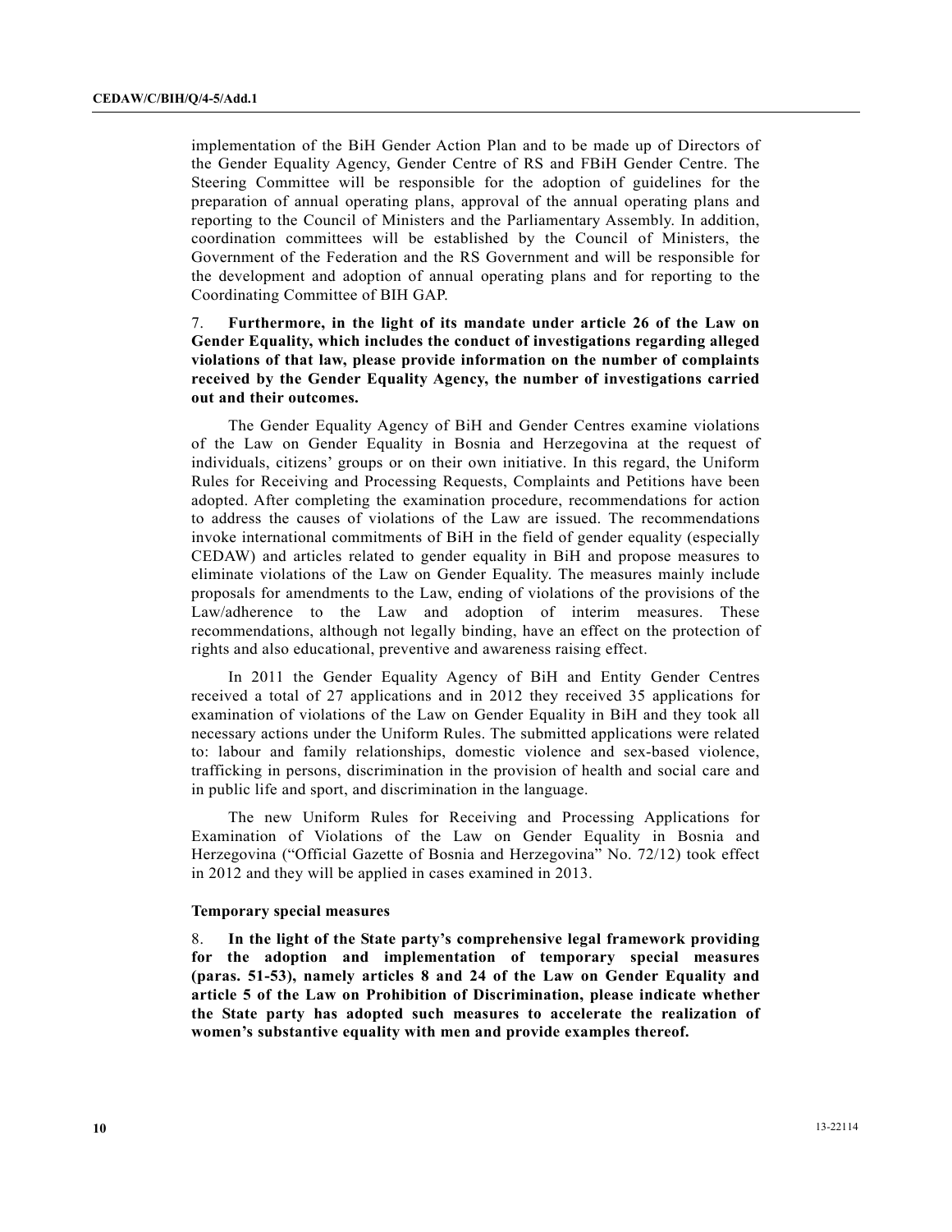implementation of the BiH Gender Action Plan and to be made up of Directors of the Gender Equality Agency, Gender Centre of RS and FBiH Gender Centre. The Steering Committee will be responsible for the adoption of guidelines for the preparation of annual operating plans, approval of the annual operating plans and reporting to the Council of Ministers and the Parliamentary Assembly. In addition, coordination committees will be established by the Council of Ministers, the Government of the Federation and the RS Government and will be responsible for the development and adoption of annual operating plans and for reporting to the Coordinating Committee of BIH GAP.

7. **Furthermore, in the light of its mandate under article 26 of the Law on Gender Equality, which includes the conduct of investigations regarding alleged violations of that law, please provide information on the number of complaints received by the Gender Equality Agency, the number of investigations carried out and their outcomes.**

The Gender Equality Agency of BiH and Gender Centres examine violations of the Law on Gender Equality in Bosnia and Herzegovina at the request of individuals, citizens' groups or on their own initiative. In this regard, the Uniform Rules for Receiving and Processing Requests, Complaints and Petitions have been adopted. After completing the examination procedure, recommendations for action to address the causes of violations of the Law are issued. The recommendations invoke international commitments of BiH in the field of gender equality (especially CEDAW) and articles related to gender equality in BiH and propose measures to eliminate violations of the Law on Gender Equality. The measures mainly include proposals for amendments to the Law, ending of violations of the provisions of the Law/adherence to the Law and adoption of interim measures. These recommendations, although not legally binding, have an effect on the protection of rights and also educational, preventive and awareness raising effect.

In 2011 the Gender Equality Agency of BiH and Entity Gender Centres received a total of 27 applications and in 2012 they received 35 applications for examination of violations of the Law on Gender Equality in BiH and they took all necessary actions under the Uniform Rules. The submitted applications were related to: labour and family relationships, domestic violence and sex-based violence, trafficking in persons, discrimination in the provision of health and social care and in public life and sport, and discrimination in the language.

The new Uniform Rules for Receiving and Processing Applications for Examination of Violations of the Law on Gender Equality in Bosnia and Herzegovina ("Official Gazette of Bosnia and Herzegovina" No. 72/12) took effect in 2012 and they will be applied in cases examined in 2013.

**Temporary special measures**

8. **In the light of the State party's comprehensive legal framework providing for the adoption and implementation of temporary special measures (paras. 51-53), namely articles 8 and 24 of the Law on Gender Equality and article 5 of the Law on Prohibition of Discrimination, please indicate whether the State party has adopted such measures to accelerate the realization of women's substantive equality with men and provide examples thereof.**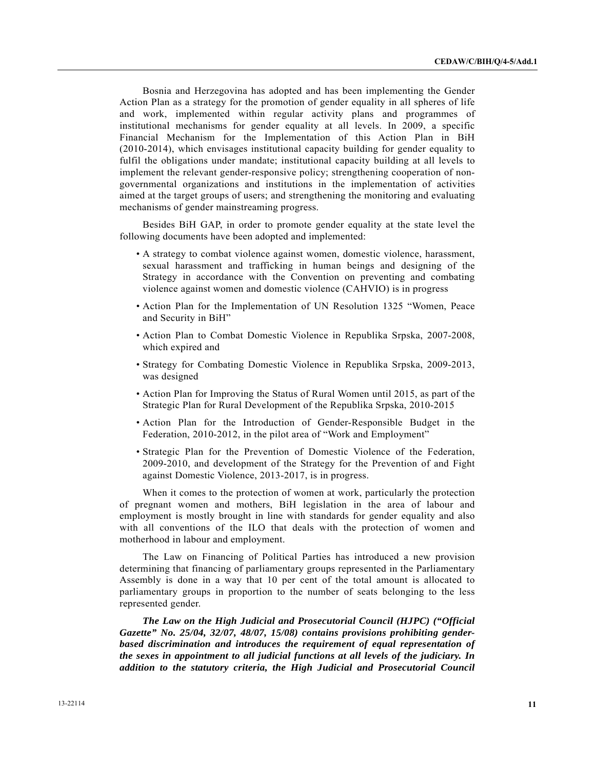Bosnia and Herzegovina has adopted and has been implementing the Gender Action Plan as a strategy for the promotion of gender equality in all spheres of life and work, implemented within regular activity plans and programmes of institutional mechanisms for gender equality at all levels. In 2009, a specific Financial Mechanism for the Implementation of this Action Plan in BiH (2010-2014), which envisages institutional capacity building for gender equality to fulfil the obligations under mandate; institutional capacity building at all levels to implement the relevant gender-responsive policy; strengthening cooperation of non-governmental organizations and institutions in the implementation of activities aimed at the target groups of users; and strengthening the monitoring and evaluating mechanisms of gender mainstreaming progress.

Besides BiH GAP, in order to promote gender equality at the state level the following documents have been adopted and implemented:

- A strategy to combat violence against women, domestic violence, harassment, sexual harassment and trafficking in human beings and designing of the Strategy in accordance with the Convention on preventing and combating violence against women and domestic violence (CAHVIO) is in progress
- Action Plan for the Implementation of UN Resolution 1325 "Women, Peace and Security in BiH"
- Action Plan to Combat Domestic Violence in Republika Srpska, 2007-2008, which expired and
- Strategy for Combating Domestic Violence in Republika Srpska, 2009-2013, was designed
- Action Plan for Improving the Status of Rural Women until 2015, as part of the Strategic Plan for Rural Development of the Republika Srpska, 2010-2015
- Action Plan for the Introduction of Gender-Responsible Budget in the Federation, 2010-2012, in the pilot area of "Work and Employment"
- Strategic Plan for the Prevention of Domestic Violence of the Federation, 2009-2010, and development of the Strategy for the Prevention of and Fight against Domestic Violence, 2013-2017, is in progress.

When it comes to the protection of women at work, particularly the protection of pregnant women and mothers, BiH legislation in the area of labour and employment is mostly brought in line with standards for gender equality and also with all conventions of the ILO that deals with the protection of women and motherhood in labour and employment.

The Law on Financing of Political Parties has introduced a new provision determining that financing of parliamentary groups represented in the Parliamentary Assembly is done in a way that 10 per cent of the total amount is allocated to parliamentary groups in proportion to the number of seats belonging to the less represented gender.

***The Law on the High Judicial and Prosecutorial Council (HJPC) ("Official Gazette" No. 25/04, 32/07, 48/07, 15/08) contains provisions prohibiting gender-based discrimination and introduces the requirement of equal representation of the sexes in appointment to all judicial functions at all levels of the judiciary. In addition to the statutory criteria, the High Judicial and Prosecutorial Council***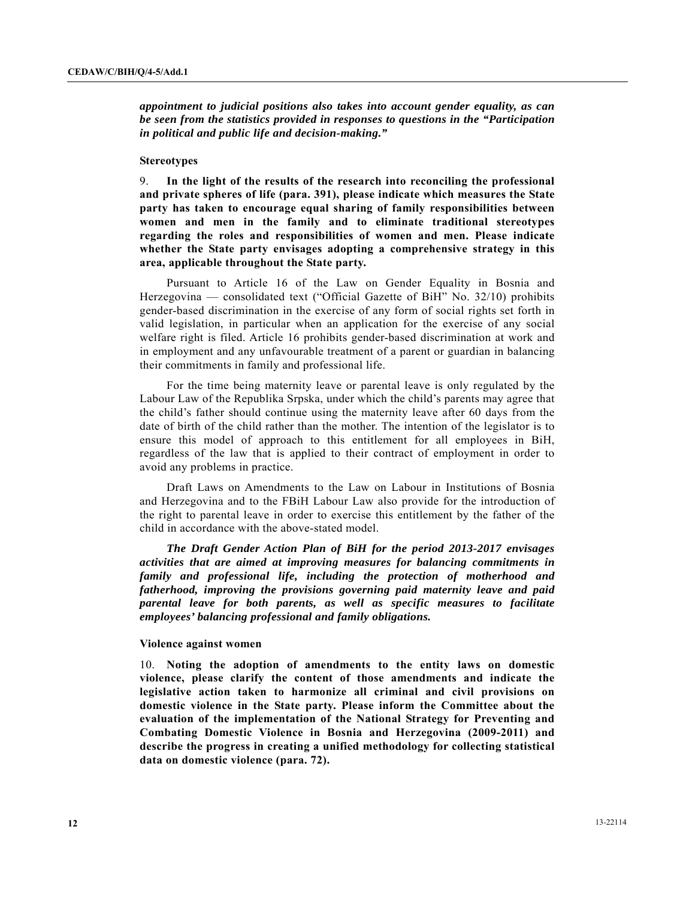*appointment to judicial positions also takes into account gender equality, as can be seen from the statistics provided in responses to questions in the "Participation in political and public life and decision-making."*

**Stereotypes**

9. **In the light of the results of the research into reconciling the professional and private spheres of life (para. 391), please indicate which measures the State party has taken to encourage equal sharing of family responsibilities between women and men in the family and to eliminate traditional stereotypes regarding the roles and responsibilities of women and men. Please indicate whether the State party envisages adopting a comprehensive strategy in this area, applicable throughout the State party.**

Pursuant to Article 16 of the Law on Gender Equality in Bosnia and Herzegovina — consolidated text ("Official Gazette of BiH" No. 32/10) prohibits gender-based discrimination in the exercise of any form of social rights set forth in valid legislation, in particular when an application for the exercise of any social welfare right is filed. Article 16 prohibits gender-based discrimination at work and in employment and any unfavourable treatment of a parent or guardian in balancing their commitments in family and professional life.

For the time being maternity leave or parental leave is only regulated by the Labour Law of the Republika Srpska, under which the child's parents may agree that the child's father should continue using the maternity leave after 60 days from the date of birth of the child rather than the mother. The intention of the legislator is to ensure this model of approach to this entitlement for all employees in BiH, regardless of the law that is applied to their contract of employment in order to avoid any problems in practice.

Draft Laws on Amendments to the Law on Labour in Institutions of Bosnia and Herzegovina and to the FBiH Labour Law also provide for the introduction of the right to parental leave in order to exercise this entitlement by the father of the child in accordance with the above-stated model.

***The Draft Gender Action Plan of BiH for the period 2013-2017 envisages activities that are aimed at improving measures for balancing commitments in family and professional life, including the protection of motherhood and fatherhood, improving the provisions governing paid maternity leave and paid parental leave for both parents, as well as specific measures to facilitate employees' balancing professional and family obligations.***

**Violence against women**

10. **Noting the adoption of amendments to the entity laws on domestic violence, please clarify the content of those amendments and indicate the legislative action taken to harmonize all criminal and civil provisions on domestic violence in the State party. Please inform the Committee about the evaluation of the implementation of the National Strategy for Preventing and Combating Domestic Violence in Bosnia and Herzegovina (2009-2011) and describe the progress in creating a unified methodology for collecting statistical data on domestic violence (para. 72).**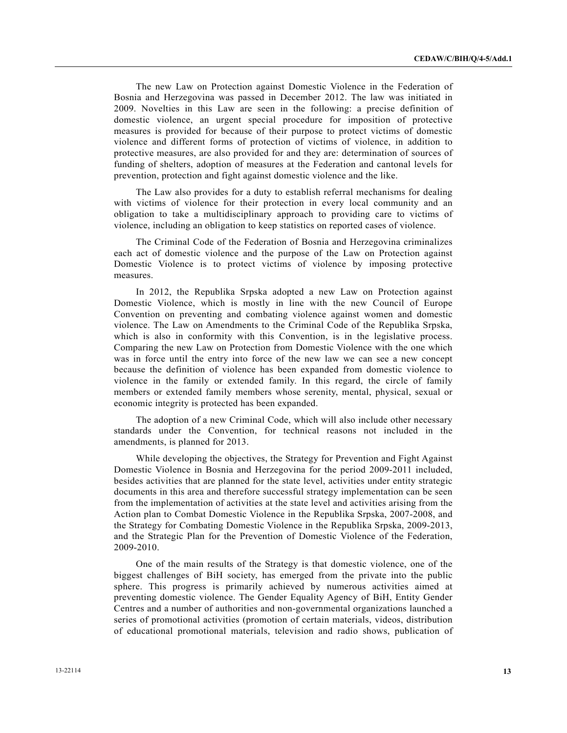The new Law on Protection against Domestic Violence in the Federation of Bosnia and Herzegovina was passed in December 2012. The law was initiated in 2009. Novelties in this Law are seen in the following: a precise definition of domestic violence, an urgent special procedure for imposition of protective measures is provided for because of their purpose to protect victims of domestic violence and different forms of protection of victims of violence, in addition to protective measures, are also provided for and they are: determination of sources of funding of shelters, adoption of measures at the Federation and cantonal levels for prevention, protection and fight against domestic violence and the like.

The Law also provides for a duty to establish referral mechanisms for dealing with victims of violence for their protection in every local community and an obligation to take a multidisciplinary approach to providing care to victims of violence, including an obligation to keep statistics on reported cases of violence.

The Criminal Code of the Federation of Bosnia and Herzegovina criminalizes each act of domestic violence and the purpose of the Law on Protection against Domestic Violence is to protect victims of violence by imposing protective measures.

In 2012, the Republika Srpska adopted a new Law on Protection against Domestic Violence, which is mostly in line with the new Council of Europe Convention on preventing and combating violence against women and domestic violence. The Law on Amendments to the Criminal Code of the Republika Srpska, which is also in conformity with this Convention, is in the legislative process. Comparing the new Law on Protection from Domestic Violence with the one which was in force until the entry into force of the new law we can see a new concept because the definition of violence has been expanded from domestic violence to violence in the family or extended family. In this regard, the circle of family members or extended family members whose serenity, mental, physical, sexual or economic integrity is protected has been expanded.

The adoption of a new Criminal Code, which will also include other necessary standards under the Convention, for technical reasons not included in the amendments, is planned for 2013.

While developing the objectives, the Strategy for Prevention and Fight Against Domestic Violence in Bosnia and Herzegovina for the period 2009-2011 included, besides activities that are planned for the state level, activities under entity strategic documents in this area and therefore successful strategy implementation can be seen from the implementation of activities at the state level and activities arising from the Action plan to Combat Domestic Violence in the Republika Srpska, 2007-2008, and the Strategy for Combating Domestic Violence in the Republika Srpska, 2009-2013, and the Strategic Plan for the Prevention of Domestic Violence of the Federation, 2009-2010.

One of the main results of the Strategy is that domestic violence, one of the biggest challenges of BiH society, has emerged from the private into the public sphere. This progress is primarily achieved by numerous activities aimed at preventing domestic violence. The Gender Equality Agency of BiH, Entity Gender Centres and a number of authorities and non-governmental organizations launched a series of promotional activities (promotion of certain materials, videos, distribution of educational promotional materials, television and radio shows, publication of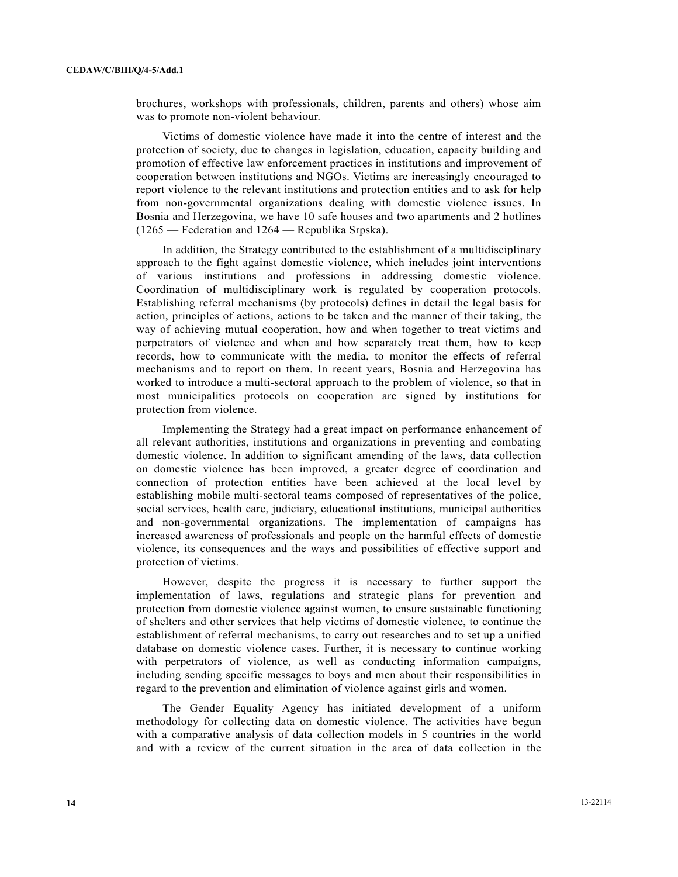brochures, workshops with professionals, children, parents and others) whose aim was to promote non-violent behaviour.

Victims of domestic violence have made it into the centre of interest and the protection of society, due to changes in legislation, education, capacity building and promotion of effective law enforcement practices in institutions and improvement of cooperation between institutions and NGOs. Victims are increasingly encouraged to report violence to the relevant institutions and protection entities and to ask for help from non-governmental organizations dealing with domestic violence issues. In Bosnia and Herzegovina, we have 10 safe houses and two apartments and 2 hotlines (1265 — Federation and 1264 — Republika Srpska).

In addition, the Strategy contributed to the establishment of a multidisciplinary approach to the fight against domestic violence, which includes joint interventions of various institutions and professions in addressing domestic violence. Coordination of multidisciplinary work is regulated by cooperation protocols. Establishing referral mechanisms (by protocols) defines in detail the legal basis for action, principles of actions, actions to be taken and the manner of their taking, the way of achieving mutual cooperation, how and when together to treat victims and perpetrators of violence and when and how separately treat them, how to keep records, how to communicate with the media, to monitor the effects of referral mechanisms and to report on them. In recent years, Bosnia and Herzegovina has worked to introduce a multi-sectoral approach to the problem of violence, so that in most municipalities protocols on cooperation are signed by institutions for protection from violence.

Implementing the Strategy had a great impact on performance enhancement of all relevant authorities, institutions and organizations in preventing and combating domestic violence. In addition to significant amending of the laws, data collection on domestic violence has been improved, a greater degree of coordination and connection of protection entities have been achieved at the local level by establishing mobile multi-sectoral teams composed of representatives of the police, social services, health care, judiciary, educational institutions, municipal authorities and non-governmental organizations. The implementation of campaigns has increased awareness of professionals and people on the harmful effects of domestic violence, its consequences and the ways and possibilities of effective support and protection of victims.

However, despite the progress it is necessary to further support the implementation of laws, regulations and strategic plans for prevention and protection from domestic violence against women, to ensure sustainable functioning of shelters and other services that help victims of domestic violence, to continue the establishment of referral mechanisms, to carry out researches and to set up a unified database on domestic violence cases. Further, it is necessary to continue working with perpetrators of violence, as well as conducting information campaigns, including sending specific messages to boys and men about their responsibilities in regard to the prevention and elimination of violence against girls and women.

The Gender Equality Agency has initiated development of a uniform methodology for collecting data on domestic violence. The activities have begun with a comparative analysis of data collection models in 5 countries in the world and with a review of the current situation in the area of data collection in the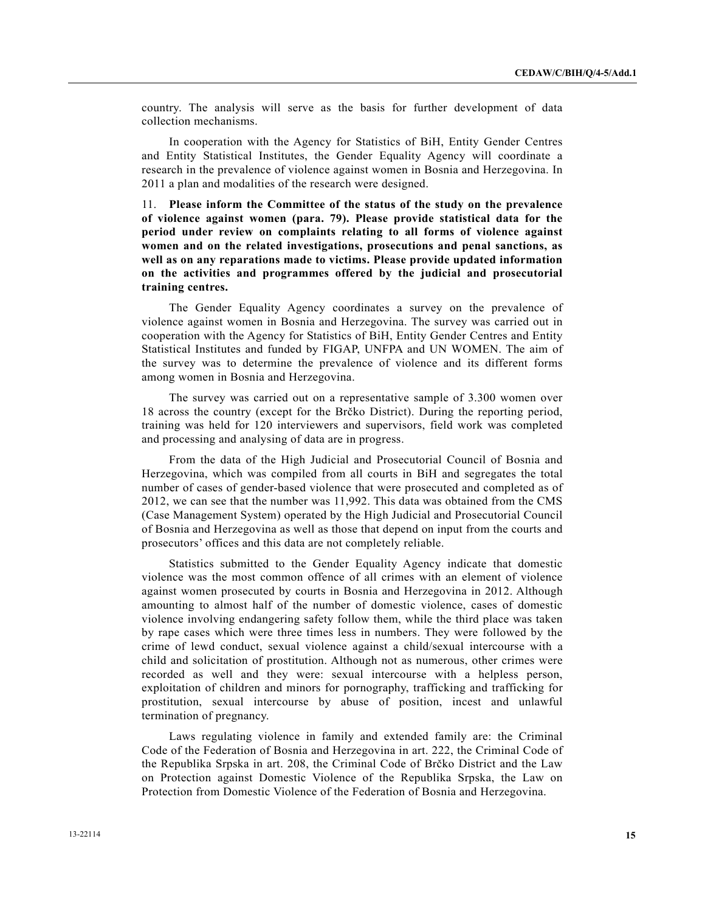country. The analysis will serve as the basis for further development of data collection mechanisms.

In cooperation with the Agency for Statistics of BiH, Entity Gender Centres and Entity Statistical Institutes, the Gender Equality Agency will coordinate a research in the prevalence of violence against women in Bosnia and Herzegovina. In 2011 a plan and modalities of the research were designed.

11. **Please inform the Committee of the status of the study on the prevalence of violence against women (para. 79). Please provide statistical data for the period under review on complaints relating to all forms of violence against women and on the related investigations, prosecutions and penal sanctions, as well as on any reparations made to victims. Please provide updated information on the activities and programmes offered by the judicial and prosecutorial training centres.**

The Gender Equality Agency coordinates a survey on the prevalence of violence against women in Bosnia and Herzegovina. The survey was carried out in cooperation with the Agency for Statistics of BiH, Entity Gender Centres and Entity Statistical Institutes and funded by FIGAP, UNFPA and UN WOMEN. The aim of the survey was to determine the prevalence of violence and its different forms among women in Bosnia and Herzegovina.

The survey was carried out on a representative sample of 3.300 women over 18 across the country (except for the Brčko District). During the reporting period, training was held for 120 interviewers and supervisors, field work was completed and processing and analysing of data are in progress.

From the data of the High Judicial and Prosecutorial Council of Bosnia and Herzegovina, which was compiled from all courts in BiH and segregates the total number of cases of gender-based violence that were prosecuted and completed as of 2012, we can see that the number was 11,992. This data was obtained from the CMS (Case Management System) operated by the High Judicial and Prosecutorial Council of Bosnia and Herzegovina as well as those that depend on input from the courts and prosecutors' offices and this data are not completely reliable.

Statistics submitted to the Gender Equality Agency indicate that domestic violence was the most common offence of all crimes with an element of violence against women prosecuted by courts in Bosnia and Herzegovina in 2012. Although amounting to almost half of the number of domestic violence, cases of domestic violence involving endangering safety follow them, while the third place was taken by rape cases which were three times less in numbers. They were followed by the crime of lewd conduct, sexual violence against a child/sexual intercourse with a child and solicitation of prostitution. Although not as numerous, other crimes were recorded as well and they were: sexual intercourse with a helpless person, exploitation of children and minors for pornography, trafficking and trafficking for prostitution, sexual intercourse by abuse of position, incest and unlawful termination of pregnancy.

Laws regulating violence in family and extended family are: the Criminal Code of the Federation of Bosnia and Herzegovina in art. 222, the Criminal Code of the Republika Srpska in art. 208, the Criminal Code of Brčko District and the Law on Protection against Domestic Violence of the Republika Srpska, the Law on Protection from Domestic Violence of the Federation of Bosnia and Herzegovina.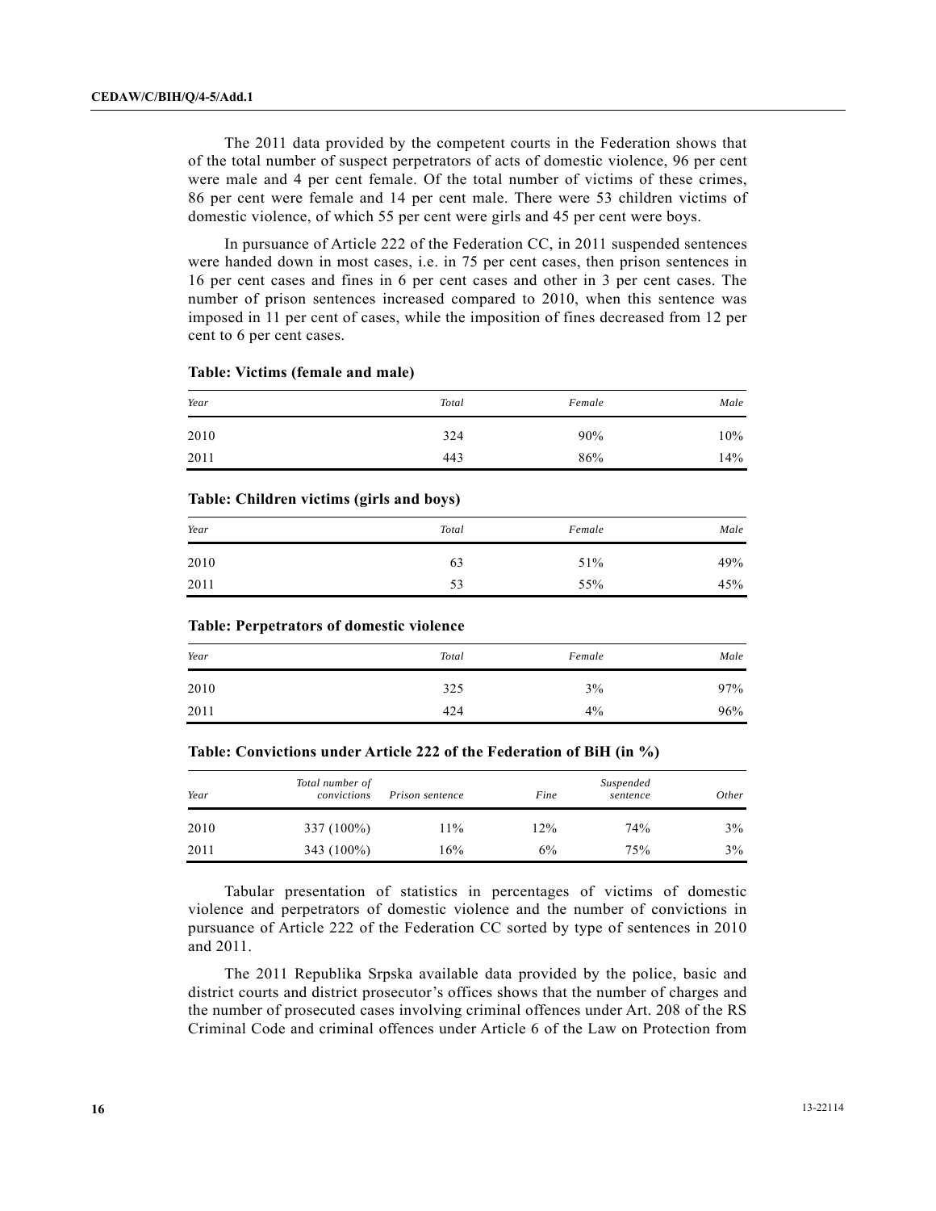The 2011 data provided by the competent courts in the Federation shows that of the total number of suspect perpetrators of acts of domestic violence, 96 per cent were male and 4 per cent female. Of the total number of victims of these crimes, 86 per cent were female and 14 per cent male. There were 53 children victims of domestic violence, of which 55 per cent were girls and 45 per cent were boys.

In pursuance of Article 222 of the Federation CC, in 2011 suspended sentences were handed down in most cases, i.e. in 75 per cent cases, then prison sentences in 16 per cent cases and fines in 6 per cent cases and other in 3 per cent cases. The number of prison sentences increased compared to 2010, when this sentence was imposed in 11 per cent of cases, while the imposition of fines decreased from 12 per cent to 6 per cent cases.

**Table: Victims (female and male)**

| Year | Total | Female | Male |
|---|---|---|---|
| 2010 | 324 | 90% | 10% |
| 2011 | 443 | 86% | 14% |

**Table: Children victims (girls and boys)**

| Year | Total | Female | Male |
|---|---|---|---|
| 2010 | 63 | 51% | 49% |
| 2011 | 53 | 55% | 45% |

**Table: Perpetrators of domestic violence**

| Year | Total | Female | Male |
|---|---|---|---|
| 2010 | 325 | 3% | 97% |
| 2011 | 424 | 4% | 96% |

**Table: Convictions under Article 222 of the Federation of BiH (in %)**

| Year | Total number of convictions | Prison sentence | Fine | Suspended sentence | Other |
|---|---|---|---|---|---|
| 2010 | 337 (100%) | 11% | 12% | 74% | 3% |
| 2011 | 343 (100%) | 16% | 6% | 75% | 3% |

Tabular presentation of statistics in percentages of victims of domestic violence and perpetrators of domestic violence and the number of convictions in pursuance of Article 222 of the Federation CC sorted by type of sentences in 2010 and 2011.

The 2011 Republika Srpska available data provided by the police, basic and district courts and district prosecutor's offices shows that the number of charges and the number of prosecuted cases involving criminal offences under Art. 208 of the RS Criminal Code and criminal offences under Article 6 of the Law on Protection from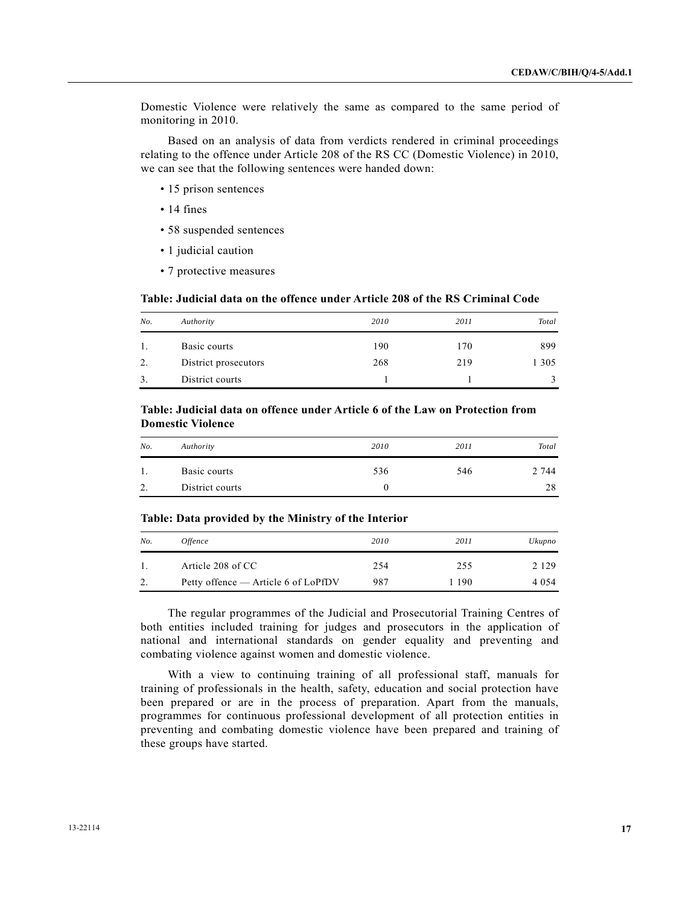Domestic Violence were relatively the same as compared to the same period of monitoring in 2010.

Based on an analysis of data from verdicts rendered in criminal proceedings relating to the offence under Article 208 of the RS CC (Domestic Violence) in 2010, we can see that the following sentences were handed down:

- 15 prison sentences
- 14 fines
- 58 suspended sentences
- 1 judicial caution
- 7 protective measures

**Table: Judicial data on the offence under Article 208 of the RS Criminal Code**

| *No.* | *Authority* | *2010* | *2011* | *Total* |
|---|---|---|---|---|
| 1. | Basic courts | 190 | 170 | 899 |
| 2. | District prosecutors | 268 | 219 | 1 305 |
| 3. | District courts | 1 | 1 | 3 |

**Table: Judicial data on offence under Article 6 of the Law on Protection from Domestic Violence**

| *No.* | *Authority* | *2010* | *2011* | *Total* |
|---|---|---|---|---|
| 1. | Basic courts | 536 | 546 | 2 744 |
| 2. | District courts | 0 | | 28 |

**Table: Data provided by the Ministry of the Interior**

| *No.* | *Offence* | *2010* | *2011* | *Ukupno* |
|---|---|---|---|---|
| 1. | Article 208 of CC | 254 | 255 | 2 129 |
| 2. | Petty offence — Article 6 of LoPfDV | 987 | 1 190 | 4 054 |

The regular programmes of the Judicial and Prosecutorial Training Centres of both entities included training for judges and prosecutors in the application of national and international standards on gender equality and preventing and combating violence against women and domestic violence.

With a view to continuing training of all professional staff, manuals for training of professionals in the health, safety, education and social protection have been prepared or are in the process of preparation. Apart from the manuals, programmes for continuous professional development of all protection entities in preventing and combating domestic violence have been prepared and training of these groups have started.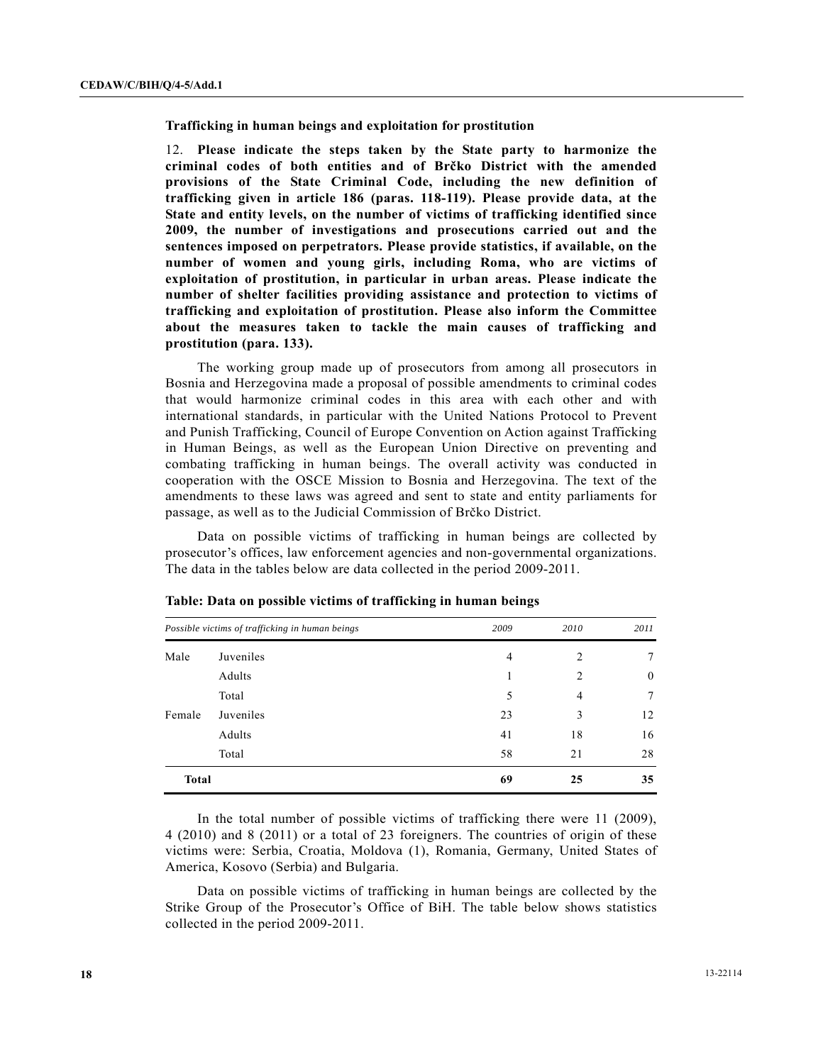### Trafficking in human beings and exploitation for prostitution

12. **Please indicate the steps taken by the State party to harmonize the criminal codes of both entities and of Brčko District with the amended provisions of the State Criminal Code, including the new definition of trafficking given in article 186 (paras. 118-119). Please provide data, at the State and entity levels, on the number of victims of trafficking identified since 2009, the number of investigations and prosecutions carried out and the sentences imposed on perpetrators. Please provide statistics, if available, on the number of women and young girls, including Roma, who are victims of exploitation of prostitution, in particular in urban areas. Please indicate the number of shelter facilities providing assistance and protection to victims of trafficking and exploitation of prostitution. Please also inform the Committee about the measures taken to tackle the main causes of trafficking and prostitution (para. 133).**

The working group made up of prosecutors from among all prosecutors in Bosnia and Herzegovina made a proposal of possible amendments to criminal codes that would harmonize criminal codes in this area with each other and with international standards, in particular with the United Nations Protocol to Prevent and Punish Trafficking, Council of Europe Convention on Action against Trafficking in Human Beings, as well as the European Union Directive on preventing and combating trafficking in human beings. The overall activity was conducted in cooperation with the OSCE Mission to Bosnia and Herzegovina. The text of the amendments to these laws was agreed and sent to state and entity parliaments for passage, as well as to the Judicial Commission of Brčko District.

Data on possible victims of trafficking in human beings are collected by prosecutor's offices, law enforcement agencies and non-governmental organizations. The data in the tables below are data collected in the period 2009-2011.

**Table: Data on possible victims of trafficking in human beings**

| *Possible victims of trafficking in human beings* | | *2009* | *2010* | *2011* |
|---|---|---|---|---|
| Male | Juveniles | 4 | 2 | 7 |
| | Adults | 1 | 2 | 0 |
| | Total | 5 | 4 | 7 |
| Female | Juveniles | 23 | 3 | 12 |
| | Adults | 41 | 18 | 16 |
| | Total | 58 | 21 | 28 |
| **Total** | | **69** | **25** | **35** |

In the total number of possible victims of trafficking there were 11 (2009), 4 (2010) and 8 (2011) or a total of 23 foreigners. The countries of origin of these victims were: Serbia, Croatia, Moldova (1), Romania, Germany, United States of America, Kosovo (Serbia) and Bulgaria.

Data on possible victims of trafficking in human beings are collected by the Strike Group of the Prosecutor's Office of BiH. The table below shows statistics collected in the period 2009-2011.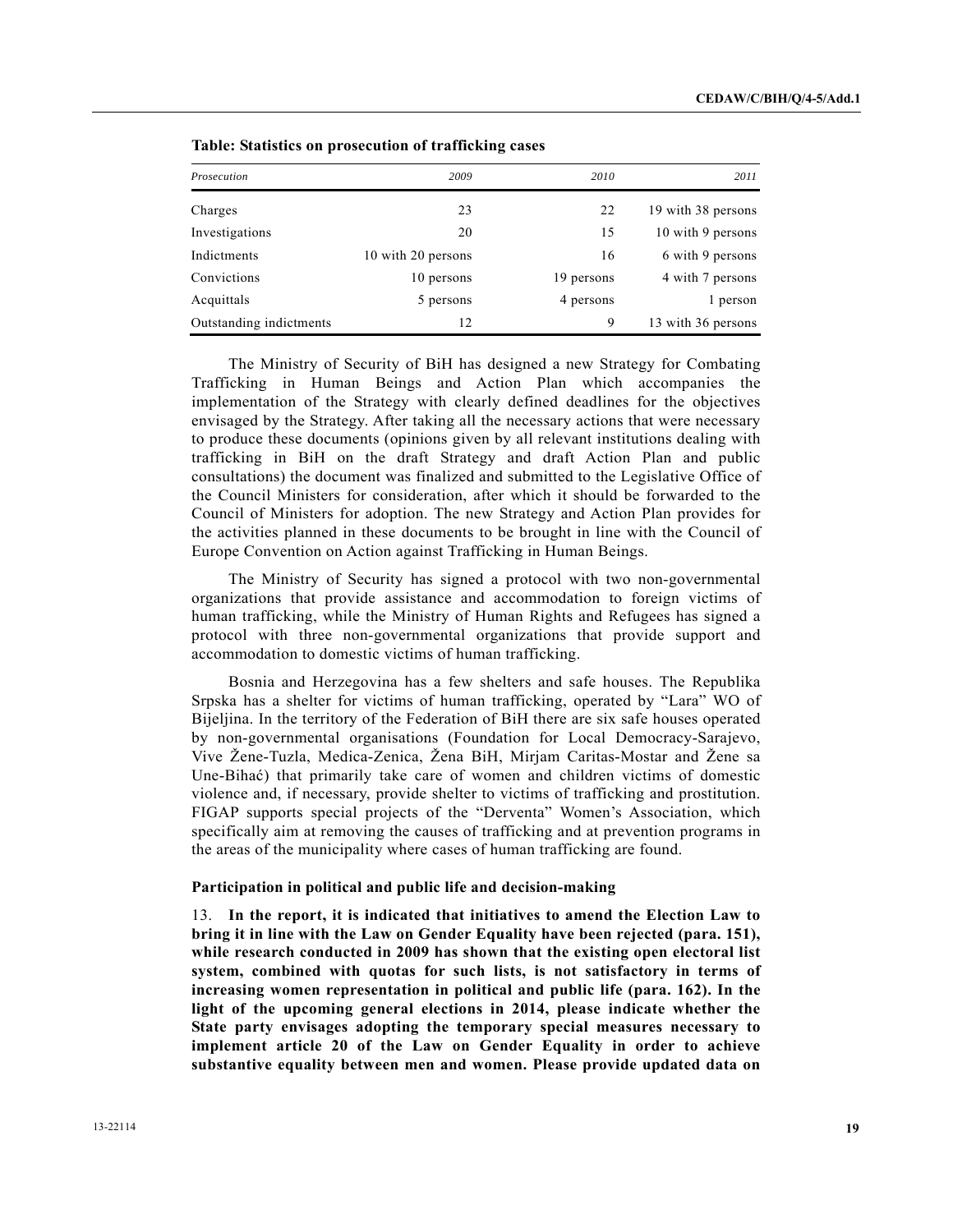**Table: Statistics on prosecution of trafficking cases**

| *Prosecution* | *2009* | *2010* | *2011* |
|---|---|---|---|
| Charges | 23 | 22 | 19 with 38 persons |
| Investigations | 20 | 15 | 10 with 9 persons |
| Indictments | 10 with 20 persons | 16 | 6 with 9 persons |
| Convictions | 10 persons | 19 persons | 4 with 7 persons |
| Acquittals | 5 persons | 4 persons | 1 person |
| Outstanding indictments | 12 | 9 | 13 with 36 persons |

The Ministry of Security of BiH has designed a new Strategy for Combating Trafficking in Human Beings and Action Plan which accompanies the implementation of the Strategy with clearly defined deadlines for the objectives envisaged by the Strategy. After taking all the necessary actions that were necessary to produce these documents (opinions given by all relevant institutions dealing with trafficking in BiH on the draft Strategy and draft Action Plan and public consultations) the document was finalized and submitted to the Legislative Office of the Council Ministers for consideration, after which it should be forwarded to the Council of Ministers for adoption. The new Strategy and Action Plan provides for the activities planned in these documents to be brought in line with the Council of Europe Convention on Action against Trafficking in Human Beings.

The Ministry of Security has signed a protocol with two non-governmental organizations that provide assistance and accommodation to foreign victims of human trafficking, while the Ministry of Human Rights and Refugees has signed a protocol with three non-governmental organizations that provide support and accommodation to domestic victims of human trafficking.

Bosnia and Herzegovina has a few shelters and safe houses. The Republika Srpska has a shelter for victims of human trafficking, operated by "Lara" WO of Bijeljina. In the territory of the Federation of BiH there are six safe houses operated by non-governmental organisations (Foundation for Local Democracy-Sarajevo, Vive Žene-Tuzla, Medica-Zenica, Žena BiH, Mirjam Caritas-Mostar and Žene sa Une-Bihać) that primarily take care of women and children victims of domestic violence and, if necessary, provide shelter to victims of trafficking and prostitution. FIGAP supports special projects of the "Derventa" Women's Association, which specifically aim at removing the causes of trafficking and at prevention programs in the areas of the municipality where cases of human trafficking are found.

#### Participation in political and public life and decision-making

13. **In the report, it is indicated that initiatives to amend the Election Law to bring it in line with the Law on Gender Equality have been rejected (para. 151), while research conducted in 2009 has shown that the existing open electoral list system, combined with quotas for such lists, is not satisfactory in terms of increasing women representation in political and public life (para. 162). In the light of the upcoming general elections in 2014, please indicate whether the State party envisages adopting the temporary special measures necessary to implement article 20 of the Law on Gender Equality in order to achieve substantive equality between men and women. Please provide updated data on**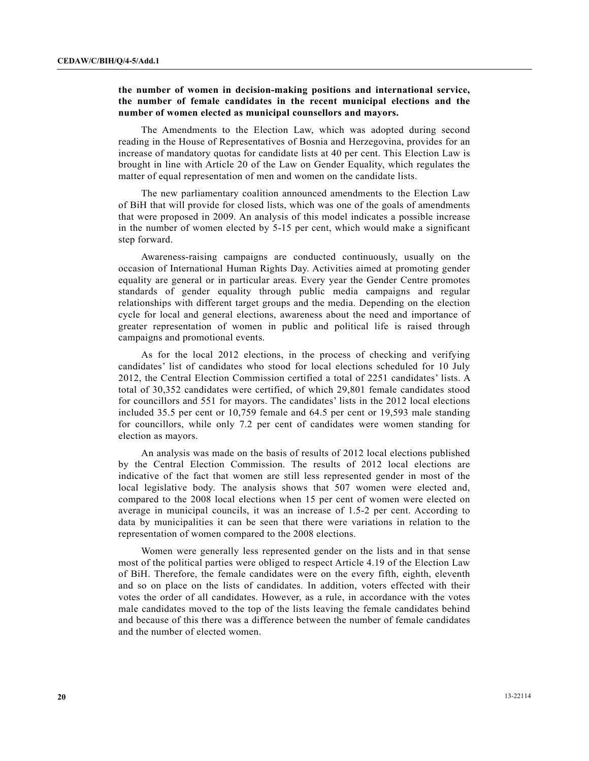**the number of women in decision-making positions and international service, the number of female candidates in the recent municipal elections and the number of women elected as municipal counsellors and mayors.**

The Amendments to the Election Law, which was adopted during second reading in the House of Representatives of Bosnia and Herzegovina, provides for an increase of mandatory quotas for candidate lists at 40 per cent. This Election Law is brought in line with Article 20 of the Law on Gender Equality, which regulates the matter of equal representation of men and women on the candidate lists.

The new parliamentary coalition announced amendments to the Election Law of BiH that will provide for closed lists, which was one of the goals of amendments that were proposed in 2009. An analysis of this model indicates a possible increase in the number of women elected by 5-15 per cent, which would make a significant step forward.

Awareness-raising campaigns are conducted continuously, usually on the occasion of International Human Rights Day. Activities aimed at promoting gender equality are general or in particular areas. Every year the Gender Centre promotes standards of gender equality through public media campaigns and regular relationships with different target groups and the media. Depending on the election cycle for local and general elections, awareness about the need and importance of greater representation of women in public and political life is raised through campaigns and promotional events.

As for the local 2012 elections, in the process of checking and verifying candidates' list of candidates who stood for local elections scheduled for 10 July 2012, the Central Election Commission certified a total of 2251 candidates' lists. A total of 30,352 candidates were certified, of which 29,801 female candidates stood for councillors and 551 for mayors. The candidates' lists in the 2012 local elections included 35.5 per cent or 10,759 female and 64.5 per cent or 19,593 male standing for councillors, while only 7.2 per cent of candidates were women standing for election as mayors.

An analysis was made on the basis of results of 2012 local elections published by the Central Election Commission. The results of 2012 local elections are indicative of the fact that women are still less represented gender in most of the local legislative body. The analysis shows that 507 women were elected and, compared to the 2008 local elections when 15 per cent of women were elected on average in municipal councils, it was an increase of 1.5-2 per cent. According to data by municipalities it can be seen that there were variations in relation to the representation of women compared to the 2008 elections.

Women were generally less represented gender on the lists and in that sense most of the political parties were obliged to respect Article 4.19 of the Election Law of BiH. Therefore, the female candidates were on the every fifth, eighth, eleventh and so on place on the lists of candidates. In addition, voters effected with their votes the order of all candidates. However, as a rule, in accordance with the votes male candidates moved to the top of the lists leaving the female candidates behind and because of this there was a difference between the number of female candidates and the number of elected women.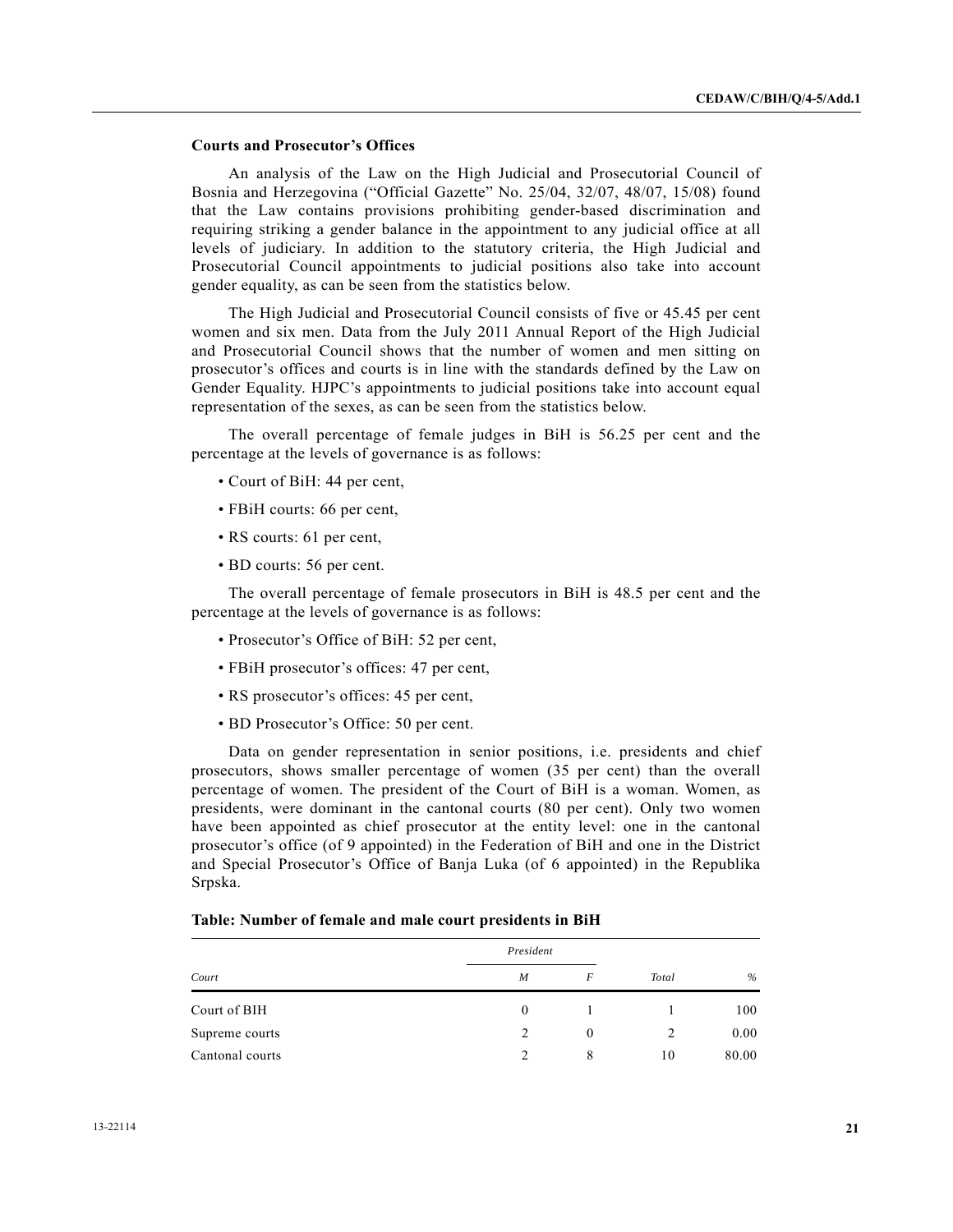**Courts and Prosecutor's Offices**

An analysis of the Law on the High Judicial and Prosecutorial Council of Bosnia and Herzegovina ("Official Gazette" No. 25/04, 32/07, 48/07, 15/08) found that the Law contains provisions prohibiting gender-based discrimination and requiring striking a gender balance in the appointment to any judicial office at all levels of judiciary. In addition to the statutory criteria, the High Judicial and Prosecutorial Council appointments to judicial positions also take into account gender equality, as can be seen from the statistics below.

The High Judicial and Prosecutorial Council consists of five or 45.45 per cent women and six men. Data from the July 2011 Annual Report of the High Judicial and Prosecutorial Council shows that the number of women and men sitting on prosecutor's offices and courts is in line with the standards defined by the Law on Gender Equality. HJPC's appointments to judicial positions take into account equal representation of the sexes, as can be seen from the statistics below.

The overall percentage of female judges in BiH is 56.25 per cent and the percentage at the levels of governance is as follows:

- Court of BiH: 44 per cent,
- FBiH courts: 66 per cent,
- RS courts: 61 per cent,
- BD courts: 56 per cent.

The overall percentage of female prosecutors in BiH is 48.5 per cent and the percentage at the levels of governance is as follows:

- Prosecutor's Office of BiH: 52 per cent,
- FBiH prosecutor's offices: 47 per cent,
- RS prosecutor's offices: 45 per cent,
- BD Prosecutor's Office: 50 per cent.

Data on gender representation in senior positions, i.e. presidents and chief prosecutors, shows smaller percentage of women (35 per cent) than the overall percentage of women. The president of the Court of BiH is a woman. Women, as presidents, were dominant in the cantonal courts (80 per cent). Only two women have been appointed as chief prosecutor at the entity level: one in the cantonal prosecutor's office (of 9 appointed) in the Federation of BiH and one in the District and Special Prosecutor's Office of Banja Luka (of 6 appointed) in the Republika Srpska.

**Table: Number of female and male court presidents in BiH**

| | *President* | | | |
|---|---|---|---|---|
| *Court* | *M* | *F* | *Total* | *%* |
| Court of BIH | 0 | 1 | 1 | 100 |
| Supreme courts | 2 | 0 | 2 | 0.00 |
| Cantonal courts | 2 | 8 | 10 | 80.00 |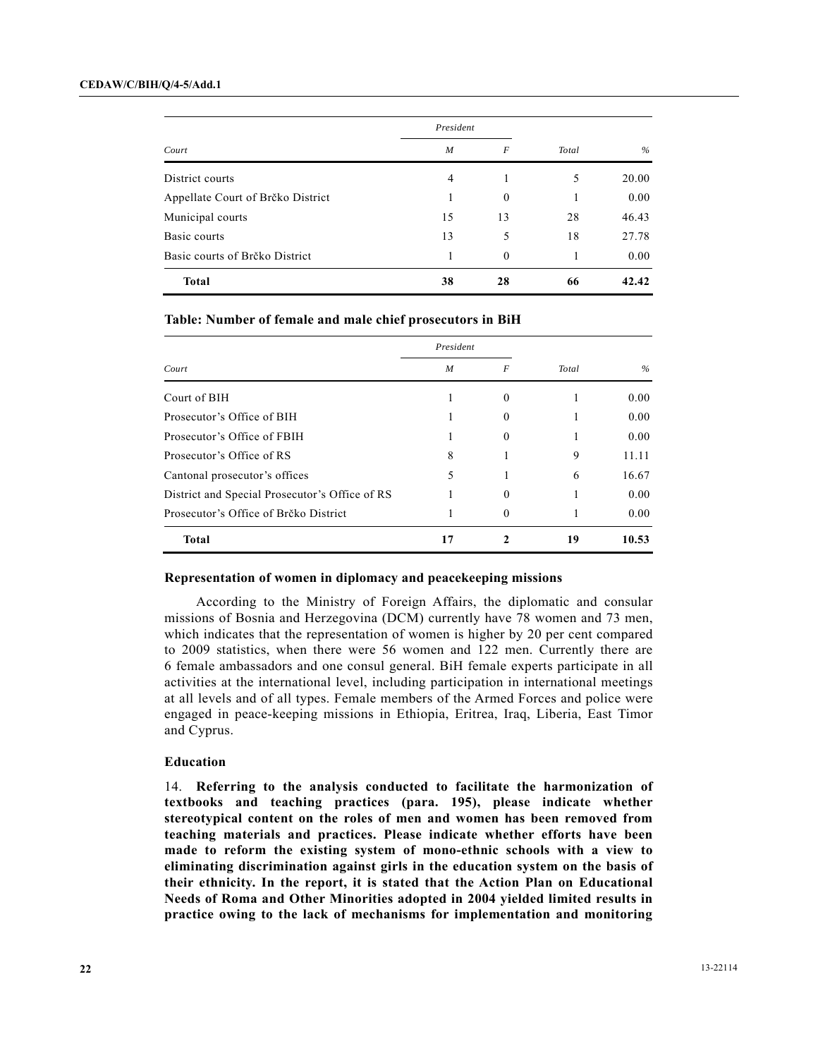| Court | President | | Total | % |
|---|---|---|---|---|
| | *M* | *F* | | |
| District courts | 4 | 1 | 5 | 20.00 |
| Appellate Court of Brčko District | 1 | 0 | 1 | 0.00 |
| Municipal courts | 15 | 13 | 28 | 46.43 |
| Basic courts | 13 | 5 | 18 | 27.78 |
| Basic courts of Brčko District | 1 | 0 | 1 | 0.00 |
| **Total** | **38** | **28** | **66** | **42.42** |

**Table: Number of female and male chief prosecutors in BiH**

| Court | President | | Total | % |
|---|---|---|---|---|
| | *M* | *F* | | |
| Court of BIH | 1 | 0 | 1 | 0.00 |
| Prosecutor's Office of BIH | 1 | 0 | 1 | 0.00 |
| Prosecutor's Office of FBIH | 1 | 0 | 1 | 0.00 |
| Prosecutor's Office of RS | 8 | 1 | 9 | 11.11 |
| Cantonal prosecutor's offices | 5 | 1 | 6 | 16.67 |
| District and Special Prosecutor's Office of RS | 1 | 0 | 1 | 0.00 |
| Prosecutor's Office of Brčko District | 1 | 0 | 1 | 0.00 |
| **Total** | **17** | **2** | **19** | **10.53** |

**Representation of women in diplomacy and peacekeeping missions**

According to the Ministry of Foreign Affairs, the diplomatic and consular missions of Bosnia and Herzegovina (DCM) currently have 78 women and 73 men, which indicates that the representation of women is higher by 20 per cent compared to 2009 statistics, when there were 56 women and 122 men. Currently there are 6 female ambassadors and one consul general. BiH female experts participate in all activities at the international level, including participation in international meetings at all levels and of all types. Female members of the Armed Forces and police were engaged in peace-keeping missions in Ethiopia, Eritrea, Iraq, Liberia, East Timor and Cyprus.

**Education**

14. **Referring to the analysis conducted to facilitate the harmonization of textbooks and teaching practices (para. 195), please indicate whether stereotypical content on the roles of men and women has been removed from teaching materials and practices. Please indicate whether efforts have been made to reform the existing system of mono-ethnic schools with a view to eliminating discrimination against girls in the education system on the basis of their ethnicity. In the report, it is stated that the Action Plan on Educational Needs of Roma and Other Minorities adopted in 2004 yielded limited results in practice owing to the lack of mechanisms for implementation and monitoring**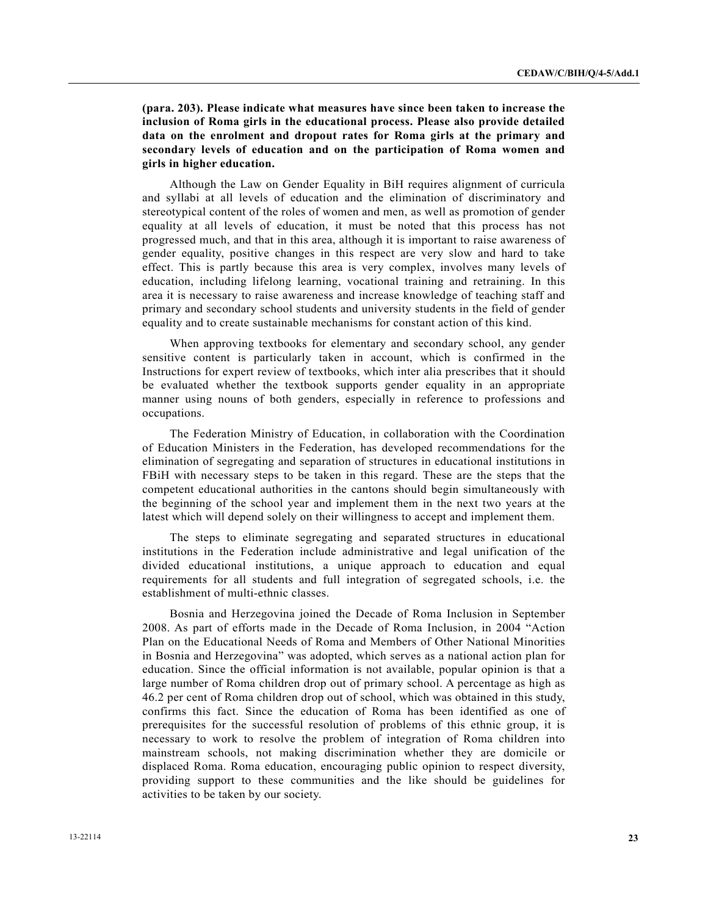**(para. 203). Please indicate what measures have since been taken to increase the inclusion of Roma girls in the educational process. Please also provide detailed data on the enrolment and dropout rates for Roma girls at the primary and secondary levels of education and on the participation of Roma women and girls in higher education.**

Although the Law on Gender Equality in BiH requires alignment of curricula and syllabi at all levels of education and the elimination of discriminatory and stereotypical content of the roles of women and men, as well as promotion of gender equality at all levels of education, it must be noted that this process has not progressed much, and that in this area, although it is important to raise awareness of gender equality, positive changes in this respect are very slow and hard to take effect. This is partly because this area is very complex, involves many levels of education, including lifelong learning, vocational training and retraining. In this area it is necessary to raise awareness and increase knowledge of teaching staff and primary and secondary school students and university students in the field of gender equality and to create sustainable mechanisms for constant action of this kind.

When approving textbooks for elementary and secondary school, any gender sensitive content is particularly taken in account, which is confirmed in the Instructions for expert review of textbooks, which inter alia prescribes that it should be evaluated whether the textbook supports gender equality in an appropriate manner using nouns of both genders, especially in reference to professions and occupations.

The Federation Ministry of Education, in collaboration with the Coordination of Education Ministers in the Federation, has developed recommendations for the elimination of segregating and separation of structures in educational institutions in FBiH with necessary steps to be taken in this regard. These are the steps that the competent educational authorities in the cantons should begin simultaneously with the beginning of the school year and implement them in the next two years at the latest which will depend solely on their willingness to accept and implement them.

The steps to eliminate segregating and separated structures in educational institutions in the Federation include administrative and legal unification of the divided educational institutions, a unique approach to education and equal requirements for all students and full integration of segregated schools, i.e. the establishment of multi-ethnic classes.

Bosnia and Herzegovina joined the Decade of Roma Inclusion in September 2008. As part of efforts made in the Decade of Roma Inclusion, in 2004 "Action Plan on the Educational Needs of Roma and Members of Other National Minorities in Bosnia and Herzegovina" was adopted, which serves as a national action plan for education. Since the official information is not available, popular opinion is that a large number of Roma children drop out of primary school. A percentage as high as 46.2 per cent of Roma children drop out of school, which was obtained in this study, confirms this fact. Since the education of Roma has been identified as one of prerequisites for the successful resolution of problems of this ethnic group, it is necessary to work to resolve the problem of integration of Roma children into mainstream schools, not making discrimination whether they are domicile or displaced Roma. Roma education, encouraging public opinion to respect diversity, providing support to these communities and the like should be guidelines for activities to be taken by our society.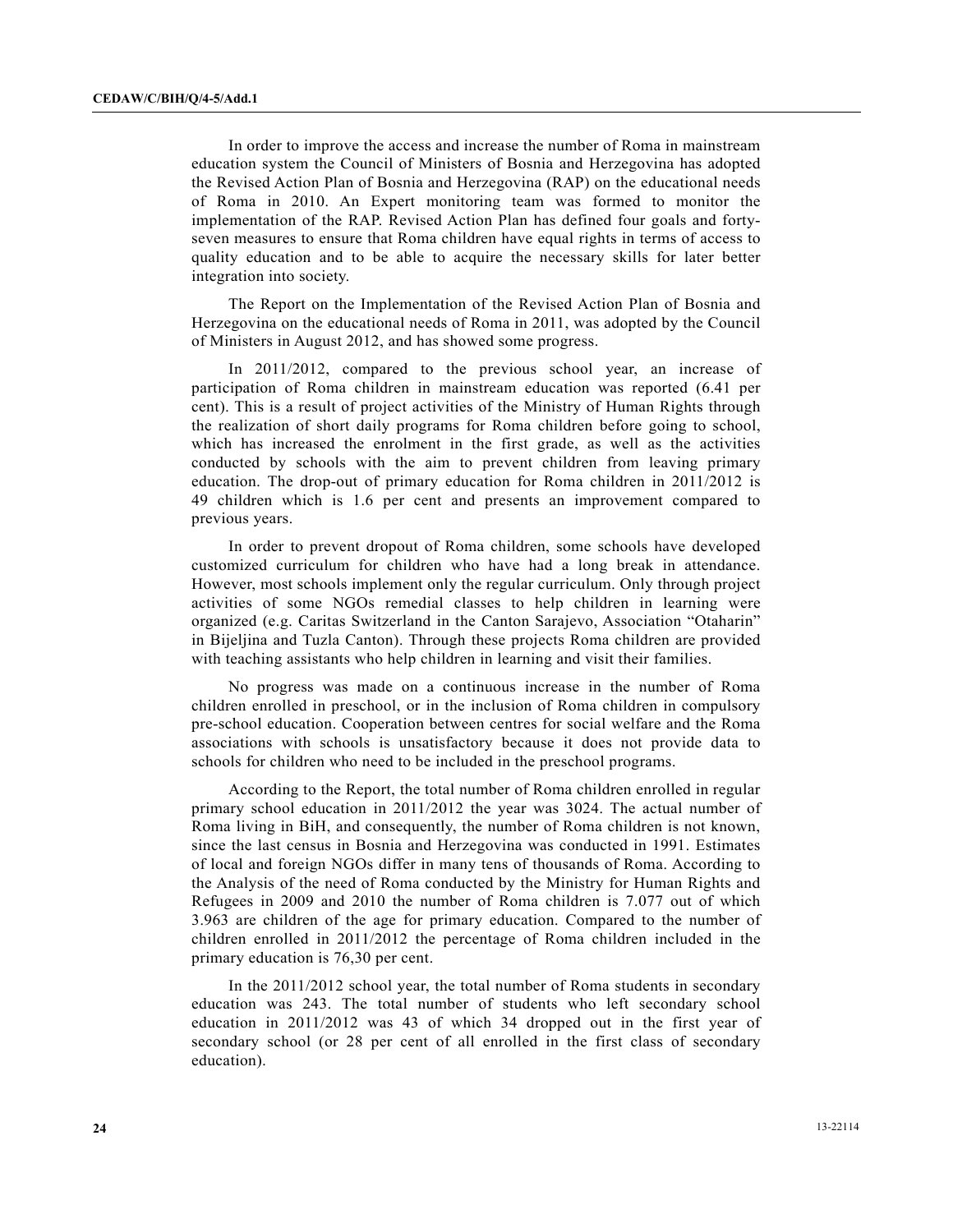In order to improve the access and increase the number of Roma in mainstream education system the Council of Ministers of Bosnia and Herzegovina has adopted the Revised Action Plan of Bosnia and Herzegovina (RAP) on the educational needs of Roma in 2010. An Expert monitoring team was formed to monitor the implementation of the RAP. Revised Action Plan has defined four goals and forty-seven measures to ensure that Roma children have equal rights in terms of access to quality education and to be able to acquire the necessary skills for later better integration into society.

The Report on the Implementation of the Revised Action Plan of Bosnia and Herzegovina on the educational needs of Roma in 2011, was adopted by the Council of Ministers in August 2012, and has showed some progress.

In 2011/2012, compared to the previous school year, an increase of participation of Roma children in mainstream education was reported (6.41 per cent). This is a result of project activities of the Ministry of Human Rights through the realization of short daily programs for Roma children before going to school, which has increased the enrolment in the first grade, as well as the activities conducted by schools with the aim to prevent children from leaving primary education. The drop-out of primary education for Roma children in 2011/2012 is 49 children which is 1.6 per cent and presents an improvement compared to previous years.

In order to prevent dropout of Roma children, some schools have developed customized curriculum for children who have had a long break in attendance. However, most schools implement only the regular curriculum. Only through project activities of some NGOs remedial classes to help children in learning were organized (e.g. Caritas Switzerland in the Canton Sarajevo, Association "Otaharin" in Bijeljina and Tuzla Canton). Through these projects Roma children are provided with teaching assistants who help children in learning and visit their families.

No progress was made on a continuous increase in the number of Roma children enrolled in preschool, or in the inclusion of Roma children in compulsory pre-school education. Cooperation between centres for social welfare and the Roma associations with schools is unsatisfactory because it does not provide data to schools for children who need to be included in the preschool programs.

According to the Report, the total number of Roma children enrolled in regular primary school education in 2011/2012 the year was 3024. The actual number of Roma living in BiH, and consequently, the number of Roma children is not known, since the last census in Bosnia and Herzegovina was conducted in 1991. Estimates of local and foreign NGOs differ in many tens of thousands of Roma. According to the Analysis of the need of Roma conducted by the Ministry for Human Rights and Refugees in 2009 and 2010 the number of Roma children is 7.077 out of which 3.963 are children of the age for primary education. Compared to the number of children enrolled in 2011/2012 the percentage of Roma children included in the primary education is 76,30 per cent.

In the 2011/2012 school year, the total number of Roma students in secondary education was 243. The total number of students who left secondary school education in 2011/2012 was 43 of which 34 dropped out in the first year of secondary school (or 28 per cent of all enrolled in the first class of secondary education).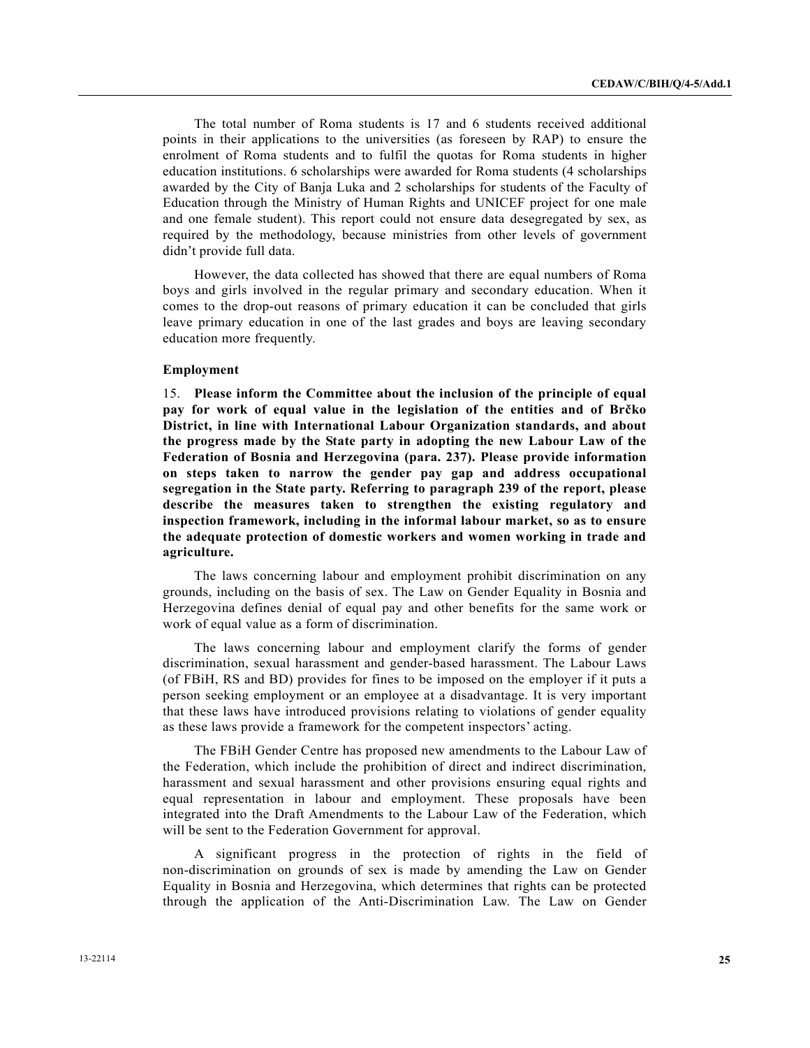The total number of Roma students is 17 and 6 students received additional points in their applications to the universities (as foreseen by RAP) to ensure the enrolment of Roma students and to fulfil the quotas for Roma students in higher education institutions. 6 scholarships were awarded for Roma students (4 scholarships awarded by the City of Banja Luka and 2 scholarships for students of the Faculty of Education through the Ministry of Human Rights and UNICEF project for one male and one female student). This report could not ensure data desegregated by sex, as required by the methodology, because ministries from other levels of government didn't provide full data.

However, the data collected has showed that there are equal numbers of Roma boys and girls involved in the regular primary and secondary education. When it comes to the drop-out reasons of primary education it can be concluded that girls leave primary education in one of the last grades and boys are leaving secondary education more frequently.

**Employment**

15. **Please inform the Committee about the inclusion of the principle of equal pay for work of equal value in the legislation of the entities and of Brčko District, in line with International Labour Organization standards, and about the progress made by the State party in adopting the new Labour Law of the Federation of Bosnia and Herzegovina (para. 237). Please provide information on steps taken to narrow the gender pay gap and address occupational segregation in the State party. Referring to paragraph 239 of the report, please describe the measures taken to strengthen the existing regulatory and inspection framework, including in the informal labour market, so as to ensure the adequate protection of domestic workers and women working in trade and agriculture.**

The laws concerning labour and employment prohibit discrimination on any grounds, including on the basis of sex. The Law on Gender Equality in Bosnia and Herzegovina defines denial of equal pay and other benefits for the same work or work of equal value as a form of discrimination.

The laws concerning labour and employment clarify the forms of gender discrimination, sexual harassment and gender-based harassment. The Labour Laws (of FBiH, RS and BD) provides for fines to be imposed on the employer if it puts a person seeking employment or an employee at a disadvantage. It is very important that these laws have introduced provisions relating to violations of gender equality as these laws provide a framework for the competent inspectors' acting.

The FBiH Gender Centre has proposed new amendments to the Labour Law of the Federation, which include the prohibition of direct and indirect discrimination, harassment and sexual harassment and other provisions ensuring equal rights and equal representation in labour and employment. These proposals have been integrated into the Draft Amendments to the Labour Law of the Federation, which will be sent to the Federation Government for approval.

A significant progress in the protection of rights in the field of non-discrimination on grounds of sex is made by amending the Law on Gender Equality in Bosnia and Herzegovina, which determines that rights can be protected through the application of the Anti-Discrimination Law. The Law on Gender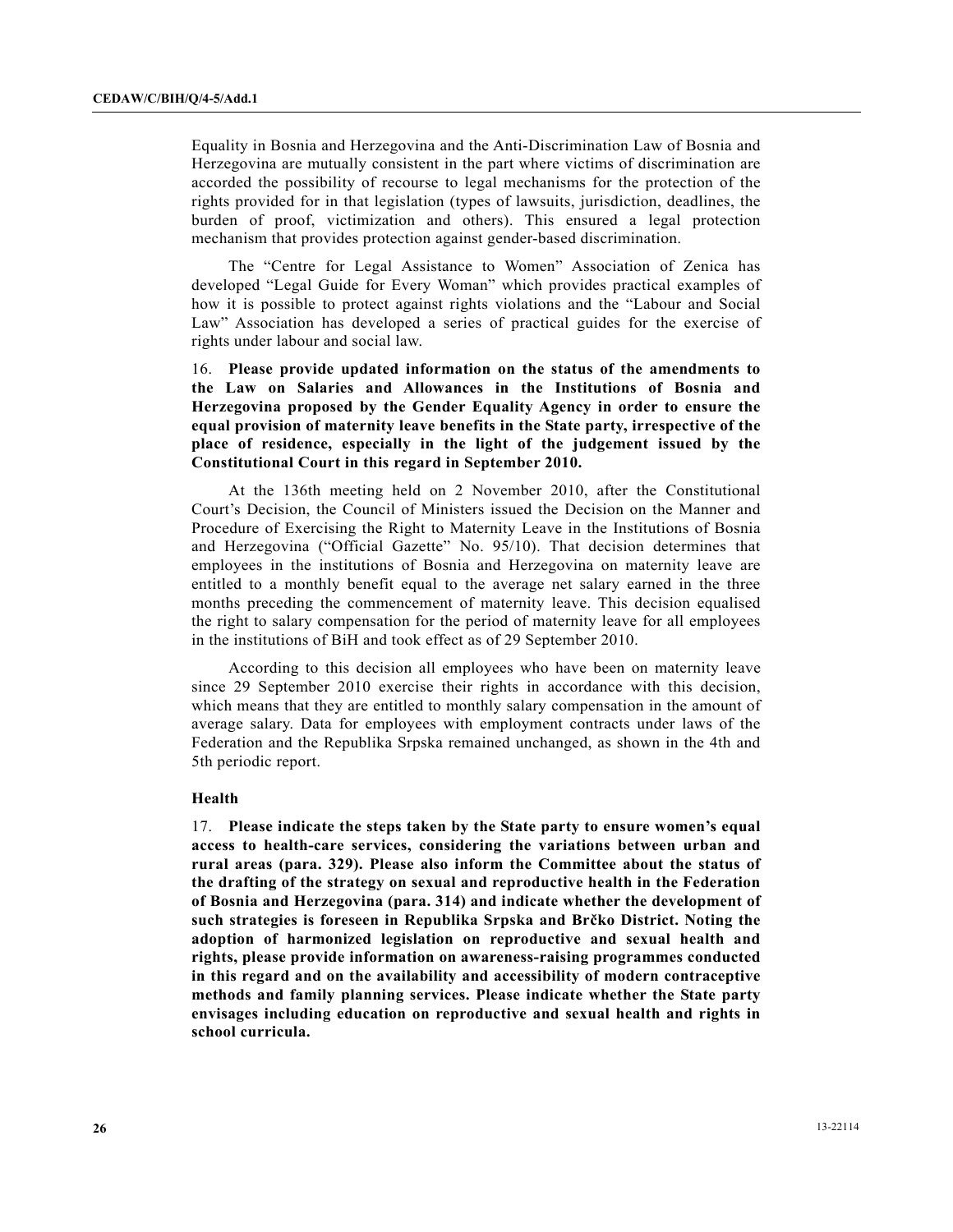Equality in Bosnia and Herzegovina and the Anti-Discrimination Law of Bosnia and Herzegovina are mutually consistent in the part where victims of discrimination are accorded the possibility of recourse to legal mechanisms for the protection of the rights provided for in that legislation (types of lawsuits, jurisdiction, deadlines, the burden of proof, victimization and others). This ensured a legal protection mechanism that provides protection against gender-based discrimination.

The "Centre for Legal Assistance to Women" Association of Zenica has developed "Legal Guide for Every Woman" which provides practical examples of how it is possible to protect against rights violations and the "Labour and Social Law" Association has developed a series of practical guides for the exercise of rights under labour and social law.

16. **Please provide updated information on the status of the amendments to the Law on Salaries and Allowances in the Institutions of Bosnia and Herzegovina proposed by the Gender Equality Agency in order to ensure the equal provision of maternity leave benefits in the State party, irrespective of the place of residence, especially in the light of the judgement issued by the Constitutional Court in this regard in September 2010.**

At the 136th meeting held on 2 November 2010, after the Constitutional Court's Decision, the Council of Ministers issued the Decision on the Manner and Procedure of Exercising the Right to Maternity Leave in the Institutions of Bosnia and Herzegovina ("Official Gazette" No. 95/10). That decision determines that employees in the institutions of Bosnia and Herzegovina on maternity leave are entitled to a monthly benefit equal to the average net salary earned in the three months preceding the commencement of maternity leave. This decision equalised the right to salary compensation for the period of maternity leave for all employees in the institutions of BiH and took effect as of 29 September 2010.

According to this decision all employees who have been on maternity leave since 29 September 2010 exercise their rights in accordance with this decision, which means that they are entitled to monthly salary compensation in the amount of average salary. Data for employees with employment contracts under laws of the Federation and the Republika Srpska remained unchanged, as shown in the 4th and 5th periodic report.

### Health

17. **Please indicate the steps taken by the State party to ensure women's equal access to health-care services, considering the variations between urban and rural areas (para. 329). Please also inform the Committee about the status of the drafting of the strategy on sexual and reproductive health in the Federation of Bosnia and Herzegovina (para. 314) and indicate whether the development of such strategies is foreseen in Republika Srpska and Brčko District. Noting the adoption of harmonized legislation on reproductive and sexual health and rights, please provide information on awareness-raising programmes conducted in this regard and on the availability and accessibility of modern contraceptive methods and family planning services. Please indicate whether the State party envisages including education on reproductive and sexual health and rights in school curricula.**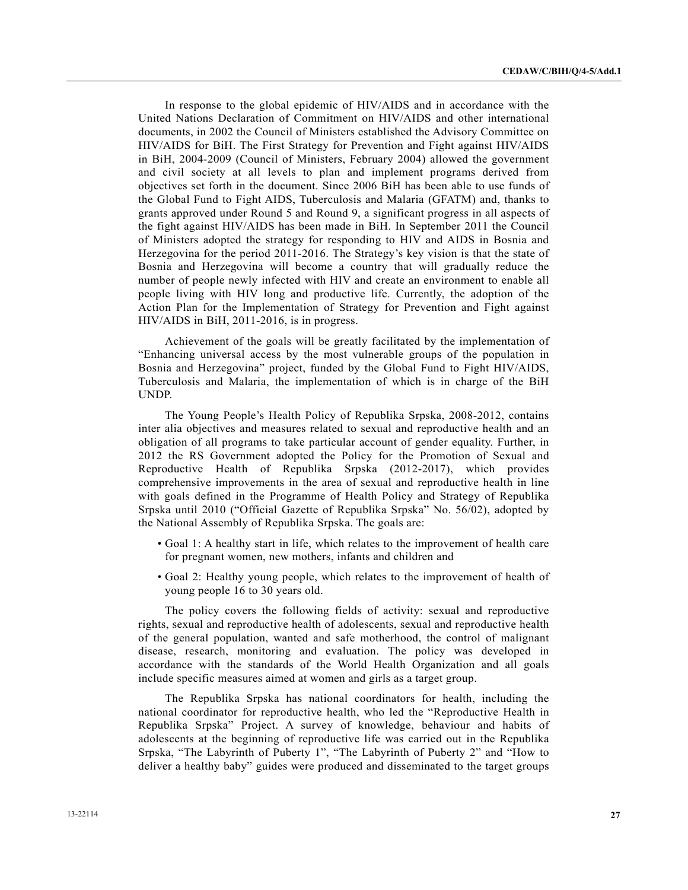In response to the global epidemic of HIV/AIDS and in accordance with the United Nations Declaration of Commitment on HIV/AIDS and other international documents, in 2002 the Council of Ministers established the Advisory Committee on HIV/AIDS for BiH. The First Strategy for Prevention and Fight against HIV/AIDS in BiH, 2004-2009 (Council of Ministers, February 2004) allowed the government and civil society at all levels to plan and implement programs derived from objectives set forth in the document. Since 2006 BiH has been able to use funds of the Global Fund to Fight AIDS, Tuberculosis and Malaria (GFATM) and, thanks to grants approved under Round 5 and Round 9, a significant progress in all aspects of the fight against HIV/AIDS has been made in BiH. In September 2011 the Council of Ministers adopted the strategy for responding to HIV and AIDS in Bosnia and Herzegovina for the period 2011-2016. The Strategy's key vision is that the state of Bosnia and Herzegovina will become a country that will gradually reduce the number of people newly infected with HIV and create an environment to enable all people living with HIV long and productive life. Currently, the adoption of the Action Plan for the Implementation of Strategy for Prevention and Fight against HIV/AIDS in BiH, 2011-2016, is in progress.

Achievement of the goals will be greatly facilitated by the implementation of "Enhancing universal access by the most vulnerable groups of the population in Bosnia and Herzegovina" project, funded by the Global Fund to Fight HIV/AIDS, Tuberculosis and Malaria, the implementation of which is in charge of the BiH UNDP.

The Young People's Health Policy of Republika Srpska, 2008-2012, contains inter alia objectives and measures related to sexual and reproductive health and an obligation of all programs to take particular account of gender equality. Further, in 2012 the RS Government adopted the Policy for the Promotion of Sexual and Reproductive Health of Republika Srpska (2012-2017), which provides comprehensive improvements in the area of sexual and reproductive health in line with goals defined in the Programme of Health Policy and Strategy of Republika Srpska until 2010 ("Official Gazette of Republika Srpska" No. 56/02), adopted by the National Assembly of Republika Srpska. The goals are:

- Goal 1: A healthy start in life, which relates to the improvement of health care for pregnant women, new mothers, infants and children and
- Goal 2: Healthy young people, which relates to the improvement of health of young people 16 to 30 years old.

The policy covers the following fields of activity: sexual and reproductive rights, sexual and reproductive health of adolescents, sexual and reproductive health of the general population, wanted and safe motherhood, the control of malignant disease, research, monitoring and evaluation. The policy was developed in accordance with the standards of the World Health Organization and all goals include specific measures aimed at women and girls as a target group.

The Republika Srpska has national coordinators for health, including the national coordinator for reproductive health, who led the "Reproductive Health in Republika Srpska" Project. A survey of knowledge, behaviour and habits of adolescents at the beginning of reproductive life was carried out in the Republika Srpska, "The Labyrinth of Puberty 1", "The Labyrinth of Puberty 2" and "How to deliver a healthy baby" guides were produced and disseminated to the target groups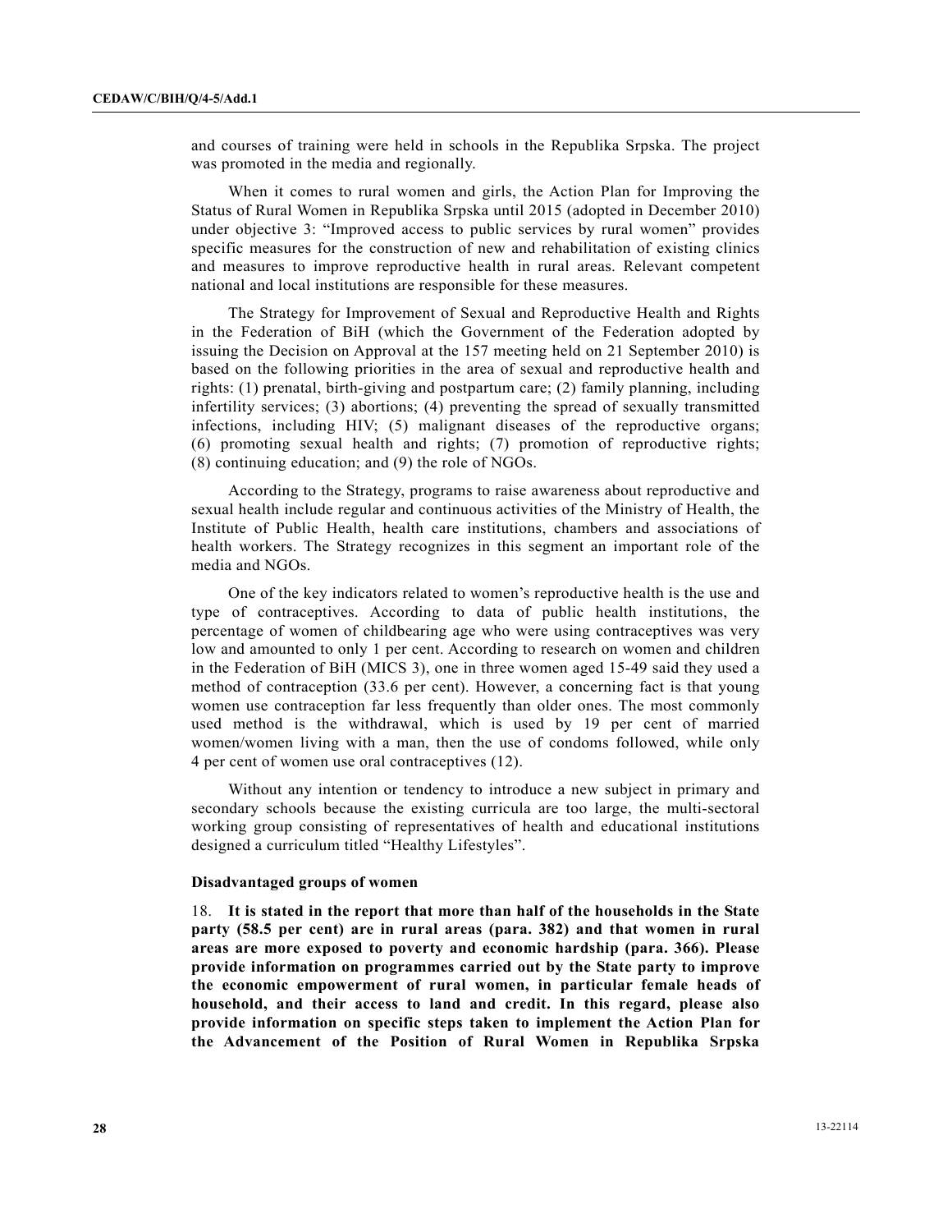and courses of training were held in schools in the Republika Srpska. The project was promoted in the media and regionally.

When it comes to rural women and girls, the Action Plan for Improving the Status of Rural Women in Republika Srpska until 2015 (adopted in December 2010) under objective 3: "Improved access to public services by rural women" provides specific measures for the construction of new and rehabilitation of existing clinics and measures to improve reproductive health in rural areas. Relevant competent national and local institutions are responsible for these measures.

The Strategy for Improvement of Sexual and Reproductive Health and Rights in the Federation of BiH (which the Government of the Federation adopted by issuing the Decision on Approval at the 157 meeting held on 21 September 2010) is based on the following priorities in the area of sexual and reproductive health and rights: (1) prenatal, birth-giving and postpartum care; (2) family planning, including infertility services; (3) abortions; (4) preventing the spread of sexually transmitted infections, including HIV; (5) malignant diseases of the reproductive organs; (6) promoting sexual health and rights; (7) promotion of reproductive rights; (8) continuing education; and (9) the role of NGOs.

According to the Strategy, programs to raise awareness about reproductive and sexual health include regular and continuous activities of the Ministry of Health, the Institute of Public Health, health care institutions, chambers and associations of health workers. The Strategy recognizes in this segment an important role of the media and NGOs.

One of the key indicators related to women's reproductive health is the use and type of contraceptives. According to data of public health institutions, the percentage of women of childbearing age who were using contraceptives was very low and amounted to only 1 per cent. According to research on women and children in the Federation of BiH (MICS 3), one in three women aged 15-49 said they used a method of contraception (33.6 per cent). However, a concerning fact is that young women use contraception far less frequently than older ones. The most commonly used method is the withdrawal, which is used by 19 per cent of married women/women living with a man, then the use of condoms followed, while only 4 per cent of women use oral contraceptives (12).

Without any intention or tendency to introduce a new subject in primary and secondary schools because the existing curricula are too large, the multi-sectoral working group consisting of representatives of health and educational institutions designed a curriculum titled "Healthy Lifestyles".

### Disadvantaged groups of women

18. **It is stated in the report that more than half of the households in the State party (58.5 per cent) are in rural areas (para. 382) and that women in rural areas are more exposed to poverty and economic hardship (para. 366). Please provide information on programmes carried out by the State party to improve the economic empowerment of rural women, in particular female heads of household, and their access to land and credit. In this regard, please also provide information on specific steps taken to implement the Action Plan for the Advancement of the Position of Rural Women in Republika Srpska**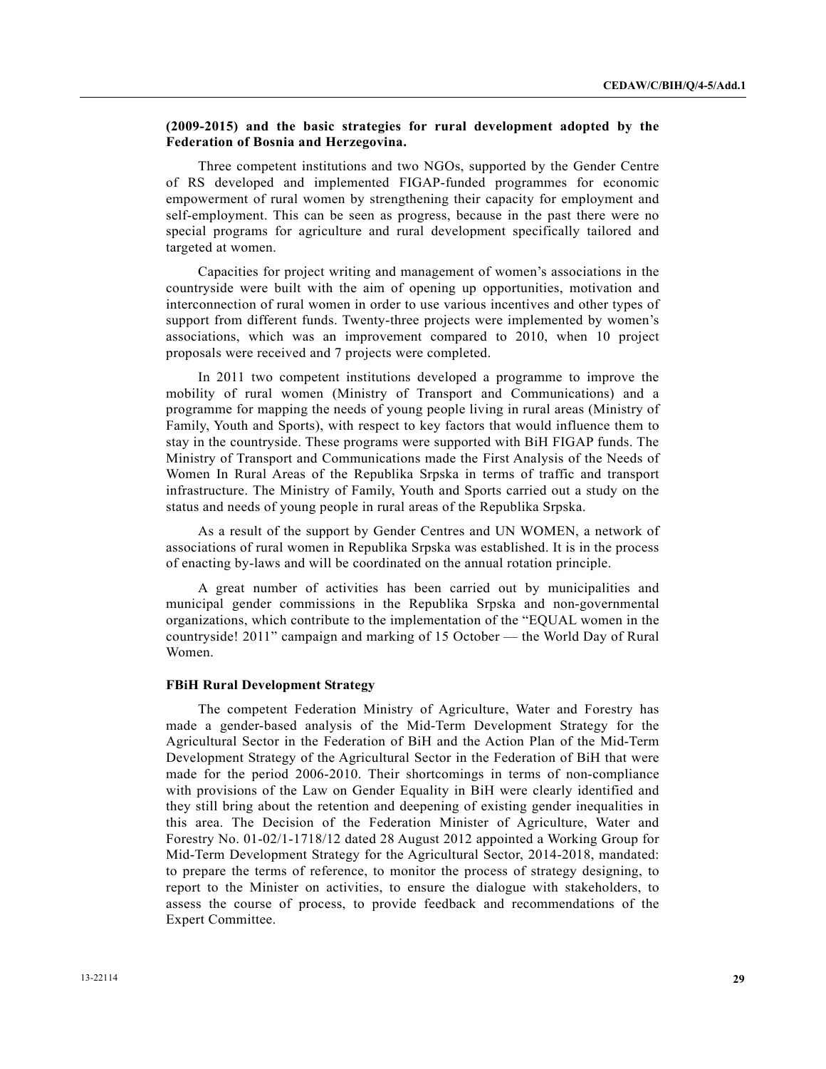**(2009-2015) and the basic strategies for rural development adopted by the Federation of Bosnia and Herzegovina.**

Three competent institutions and two NGOs, supported by the Gender Centre of RS developed and implemented FIGAP-funded programmes for economic empowerment of rural women by strengthening their capacity for employment and self-employment. This can be seen as progress, because in the past there were no special programs for agriculture and rural development specifically tailored and targeted at women.

Capacities for project writing and management of women's associations in the countryside were built with the aim of opening up opportunities, motivation and interconnection of rural women in order to use various incentives and other types of support from different funds. Twenty-three projects were implemented by women's associations, which was an improvement compared to 2010, when 10 project proposals were received and 7 projects were completed.

In 2011 two competent institutions developed a programme to improve the mobility of rural women (Ministry of Transport and Communications) and a programme for mapping the needs of young people living in rural areas (Ministry of Family, Youth and Sports), with respect to key factors that would influence them to stay in the countryside. These programs were supported with BiH FIGAP funds. The Ministry of Transport and Communications made the First Analysis of the Needs of Women In Rural Areas of the Republika Srpska in terms of traffic and transport infrastructure. The Ministry of Family, Youth and Sports carried out a study on the status and needs of young people in rural areas of the Republika Srpska.

As a result of the support by Gender Centres and UN WOMEN, a network of associations of rural women in Republika Srpska was established. It is in the process of enacting by-laws and will be coordinated on the annual rotation principle.

A great number of activities has been carried out by municipalities and municipal gender commissions in the Republika Srpska and non-governmental organizations, which contribute to the implementation of the "EQUAL women in the countryside! 2011" campaign and marking of 15 October — the World Day of Rural Women.

**FBiH Rural Development Strategy**

The competent Federation Ministry of Agriculture, Water and Forestry has made a gender-based analysis of the Mid-Term Development Strategy for the Agricultural Sector in the Federation of BiH and the Action Plan of the Mid-Term Development Strategy of the Agricultural Sector in the Federation of BiH that were made for the period 2006-2010. Their shortcomings in terms of non-compliance with provisions of the Law on Gender Equality in BiH were clearly identified and they still bring about the retention and deepening of existing gender inequalities in this area. The Decision of the Federation Minister of Agriculture, Water and Forestry No. 01-02/1-1718/12 dated 28 August 2012 appointed a Working Group for Mid-Term Development Strategy for the Agricultural Sector, 2014-2018, mandated: to prepare the terms of reference, to monitor the process of strategy designing, to report to the Minister on activities, to ensure the dialogue with stakeholders, to assess the course of process, to provide feedback and recommendations of the Expert Committee.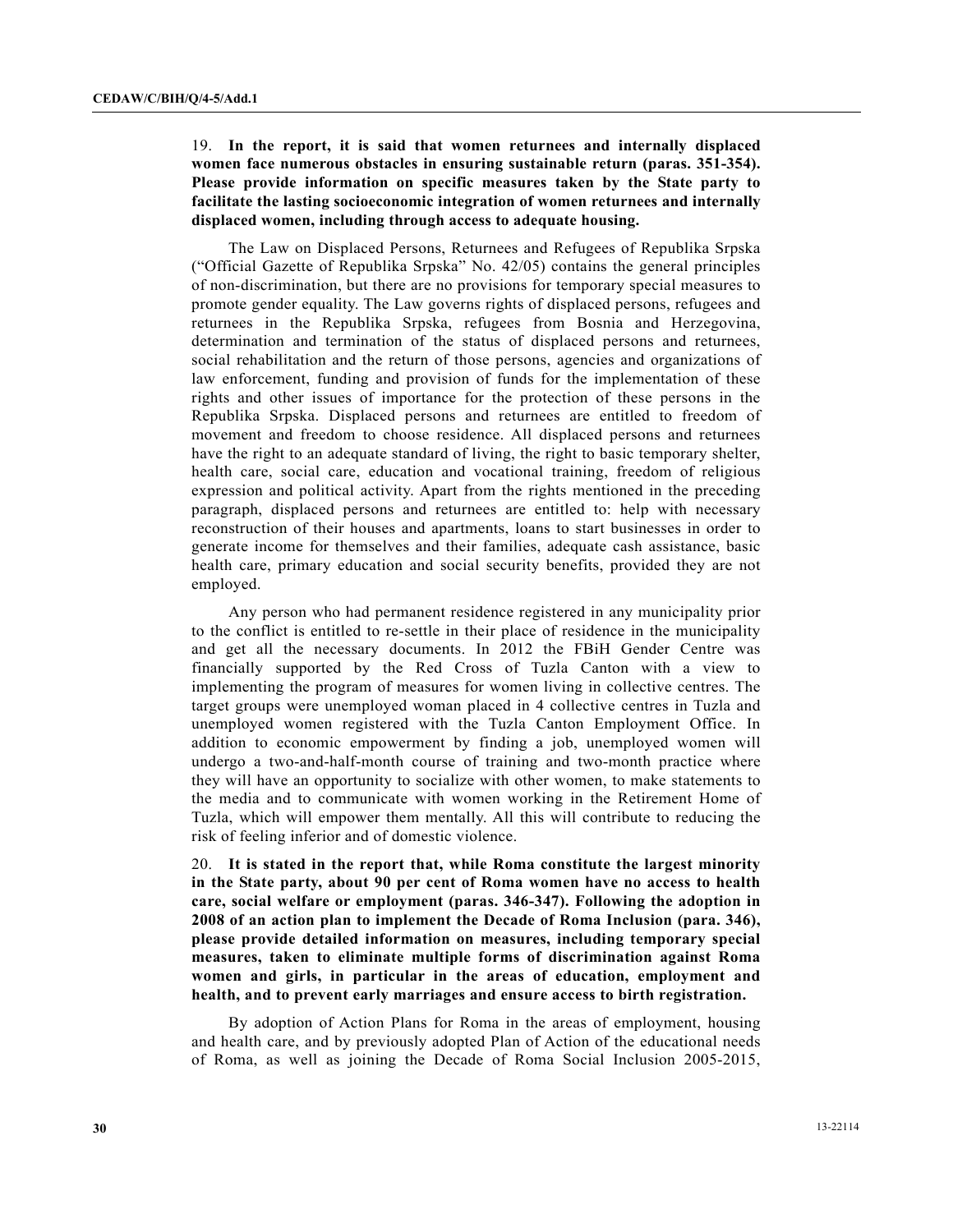19. **In the report, it is said that women returnees and internally displaced women face numerous obstacles in ensuring sustainable return (paras. 351-354). Please provide information on specific measures taken by the State party to facilitate the lasting socioeconomic integration of women returnees and internally displaced women, including through access to adequate housing.**

The Law on Displaced Persons, Returnees and Refugees of Republika Srpska ("Official Gazette of Republika Srpska" No. 42/05) contains the general principles of non-discrimination, but there are no provisions for temporary special measures to promote gender equality. The Law governs rights of displaced persons, refugees and returnees in the Republika Srpska, refugees from Bosnia and Herzegovina, determination and termination of the status of displaced persons and returnees, social rehabilitation and the return of those persons, agencies and organizations of law enforcement, funding and provision of funds for the implementation of these rights and other issues of importance for the protection of these persons in the Republika Srpska. Displaced persons and returnees are entitled to freedom of movement and freedom to choose residence. All displaced persons and returnees have the right to an adequate standard of living, the right to basic temporary shelter, health care, social care, education and vocational training, freedom of religious expression and political activity. Apart from the rights mentioned in the preceding paragraph, displaced persons and returnees are entitled to: help with necessary reconstruction of their houses and apartments, loans to start businesses in order to generate income for themselves and their families, adequate cash assistance, basic health care, primary education and social security benefits, provided they are not employed.

Any person who had permanent residence registered in any municipality prior to the conflict is entitled to re-settle in their place of residence in the municipality and get all the necessary documents. In 2012 the FBiH Gender Centre was financially supported by the Red Cross of Tuzla Canton with a view to implementing the program of measures for women living in collective centres. The target groups were unemployed woman placed in 4 collective centres in Tuzla and unemployed women registered with the Tuzla Canton Employment Office. In addition to economic empowerment by finding a job, unemployed women will undergo a two-and-half-month course of training and two-month practice where they will have an opportunity to socialize with other women, to make statements to the media and to communicate with women working in the Retirement Home of Tuzla, which will empower them mentally. All this will contribute to reducing the risk of feeling inferior and of domestic violence.

20. **It is stated in the report that, while Roma constitute the largest minority in the State party, about 90 per cent of Roma women have no access to health care, social welfare or employment (paras. 346-347). Following the adoption in 2008 of an action plan to implement the Decade of Roma Inclusion (para. 346), please provide detailed information on measures, including temporary special measures, taken to eliminate multiple forms of discrimination against Roma women and girls, in particular in the areas of education, employment and health, and to prevent early marriages and ensure access to birth registration.**

By adoption of Action Plans for Roma in the areas of employment, housing and health care, and by previously adopted Plan of Action of the educational needs of Roma, as well as joining the Decade of Roma Social Inclusion 2005-2015,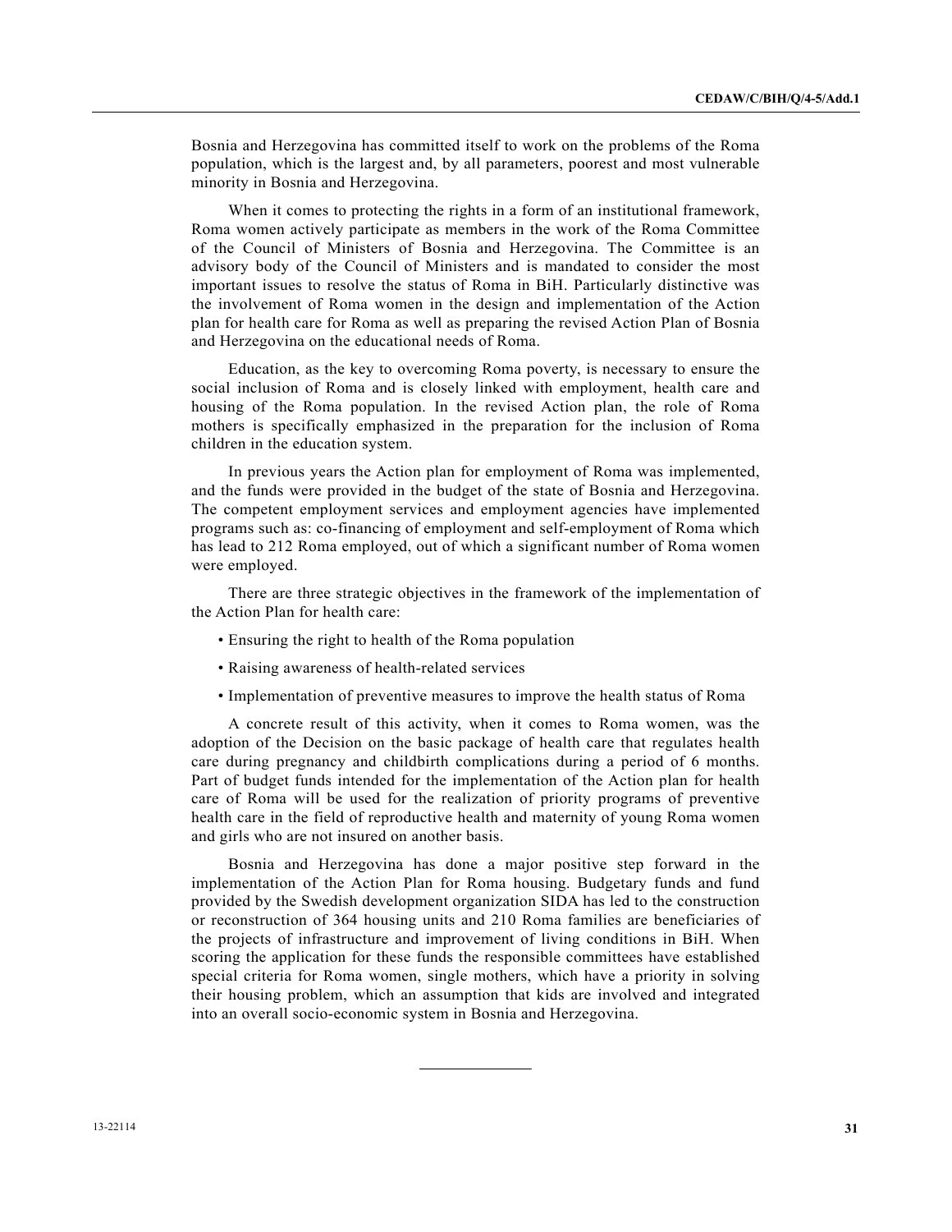Bosnia and Herzegovina has committed itself to work on the problems of the Roma population, which is the largest and, by all parameters, poorest and most vulnerable minority in Bosnia and Herzegovina.

When it comes to protecting the rights in a form of an institutional framework, Roma women actively participate as members in the work of the Roma Committee of the Council of Ministers of Bosnia and Herzegovina. The Committee is an advisory body of the Council of Ministers and is mandated to consider the most important issues to resolve the status of Roma in BiH. Particularly distinctive was the involvement of Roma women in the design and implementation of the Action plan for health care for Roma as well as preparing the revised Action Plan of Bosnia and Herzegovina on the educational needs of Roma.

Education, as the key to overcoming Roma poverty, is necessary to ensure the social inclusion of Roma and is closely linked with employment, health care and housing of the Roma population. In the revised Action plan, the role of Roma mothers is specifically emphasized in the preparation for the inclusion of Roma children in the education system.

In previous years the Action plan for employment of Roma was implemented, and the funds were provided in the budget of the state of Bosnia and Herzegovina. The competent employment services and employment agencies have implemented programs such as: co-financing of employment and self-employment of Roma which has lead to 212 Roma employed, out of which a significant number of Roma women were employed.

There are three strategic objectives in the framework of the implementation of the Action Plan for health care:

- Ensuring the right to health of the Roma population
- Raising awareness of health-related services
- Implementation of preventive measures to improve the health status of Roma

A concrete result of this activity, when it comes to Roma women, was the adoption of the Decision on the basic package of health care that regulates health care during pregnancy and childbirth complications during a period of 6 months. Part of budget funds intended for the implementation of the Action plan for health care of Roma will be used for the realization of priority programs of preventive health care in the field of reproductive health and maternity of young Roma women and girls who are not insured on another basis.

Bosnia and Herzegovina has done a major positive step forward in the implementation of the Action Plan for Roma housing. Budgetary funds and fund provided by the Swedish development organization SIDA has led to the construction or reconstruction of 364 housing units and 210 Roma families are beneficiaries of the projects of infrastructure and improvement of living conditions in BiH. When scoring the application for these funds the responsible committees have established special criteria for Roma women, single mothers, which have a priority in solving their housing problem, which an assumption that kids are involved and integrated into an overall socio-economic system in Bosnia and Herzegovina.